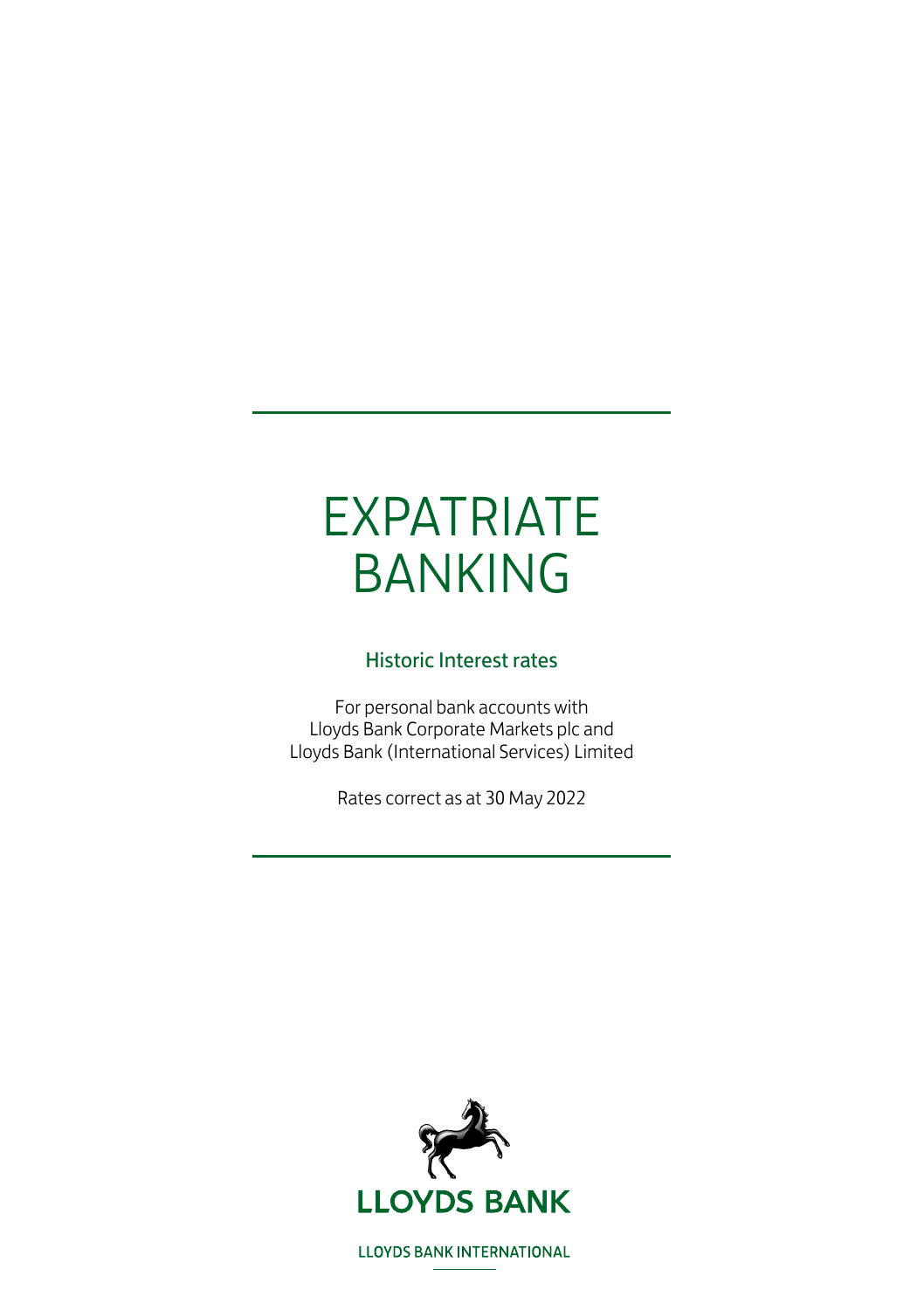# EXPATRIATE BANKING

## Historic Interest rates

For personal bank accounts with
Lloyds Bank Corporate Markets plc and
Lloyds Bank (International Services) Limited

Rates correct as at 30 May 2022

LLOYDS BANK

LLOYDS BANK INTERNATIONAL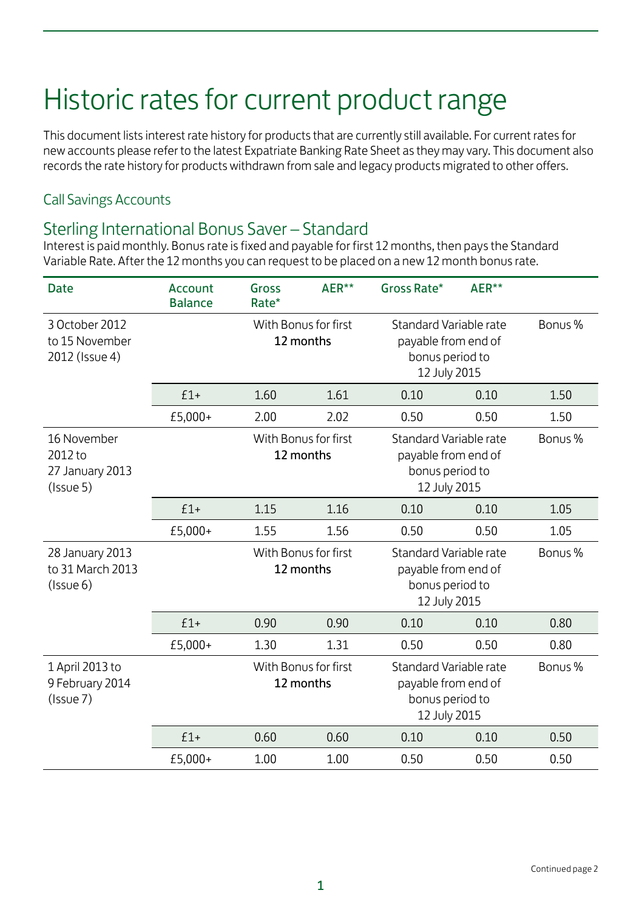# Historic rates for current product range

This document lists interest rate history for products that are currently still available. For current rates for new accounts please refer to the latest Expatriate Banking Rate Sheet as they may vary. This document also records the rate history for products withdrawn from sale and legacy products migrated to other offers.

## Call Savings Accounts

### Sterling International Bonus Saver – Standard

Interest is paid monthly. Bonus rate is fixed and payable for first 12 months, then pays the Standard Variable Rate. After the 12 months you can request to be placed on a new 12 month bonus rate.

| Date | Account Balance | Gross Rate* | AER** | Gross Rate* | AER** | |
|---|---|---|---|---|---|---|
| 3 October 2012 to 15 November 2012 (Issue 4) | | With Bonus for first 12 months | | Standard Variable rate payable from end of bonus period to 12 July 2015 | | Bonus % |
| | £1+ | 1.60 | 1.61 | 0.10 | 0.10 | 1.50 |
| | £5,000+ | 2.00 | 2.02 | 0.50 | 0.50 | 1.50 |
| 16 November 2012 to 27 January 2013 (Issue 5) | | With Bonus for first 12 months | | Standard Variable rate payable from end of bonus period to 12 July 2015 | | Bonus % |
| | £1+ | 1.15 | 1.16 | 0.10 | 0.10 | 1.05 |
| | £5,000+ | 1.55 | 1.56 | 0.50 | 0.50 | 1.05 |
| 28 January 2013 to 31 March 2013 (Issue 6) | | With Bonus for first 12 months | | Standard Variable rate payable from end of bonus period to 12 July 2015 | | Bonus % |
| | £1+ | 0.90 | 0.90 | 0.10 | 0.10 | 0.80 |
| | £5,000+ | 1.30 | 1.31 | 0.50 | 0.50 | 0.80 |
| 1 April 2013 to 9 February 2014 (Issue 7) | | With Bonus for first 12 months | | Standard Variable rate payable from end of bonus period to 12 July 2015 | | Bonus % |
| | £1+ | 0.60 | 0.60 | 0.10 | 0.10 | 0.50 |
| | £5,000+ | 1.00 | 1.00 | 0.50 | 0.50 | 0.50 |

Continued page 2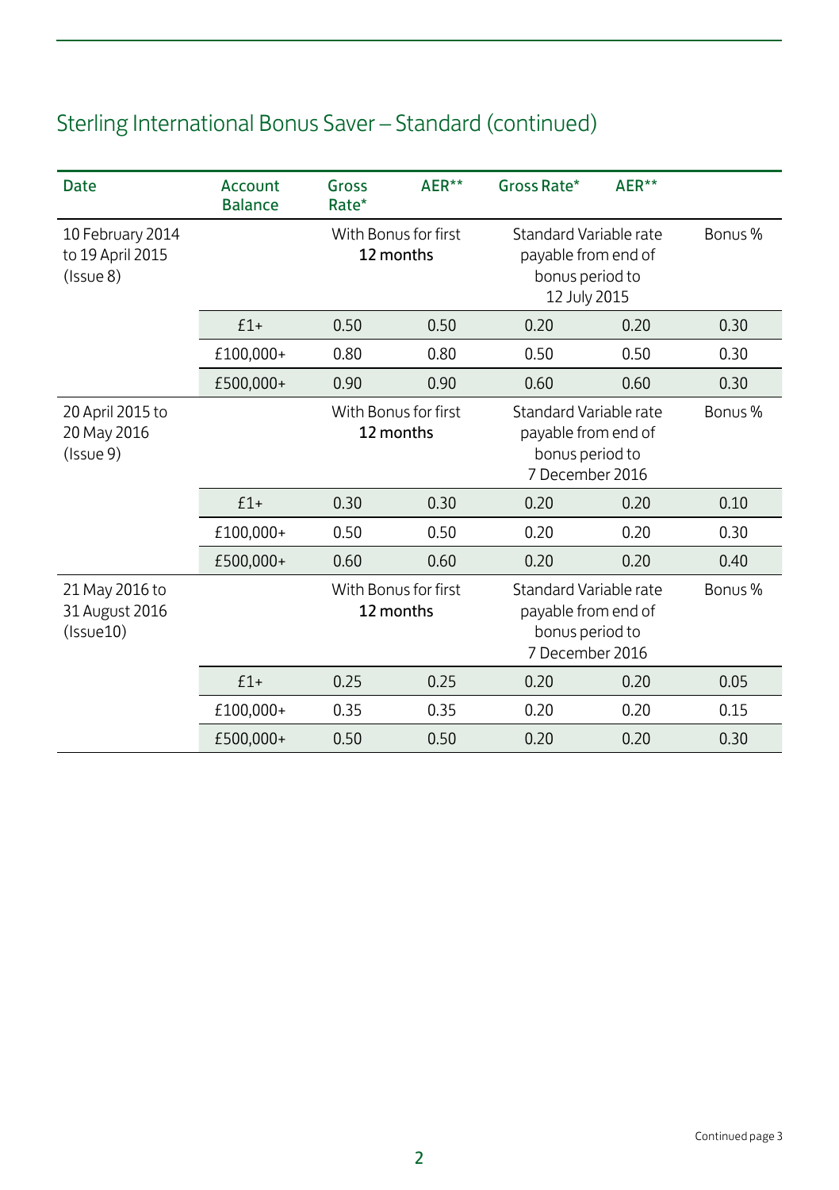## Sterling International Bonus Saver – Standard (continued)

| Date | Account Balance | Gross Rate* | AER** | Gross Rate* | AER** | |
|---|---|---|---|---|---|---|
| 10 February 2014 to 19 April 2015 (Issue 8) | | With Bonus for first 12 months | | Standard Variable rate payable from end of bonus period to 12 July 2015 | | Bonus % |
| | £1+ | 0.50 | 0.50 | 0.20 | 0.20 | 0.30 |
| | £100,000+ | 0.80 | 0.80 | 0.50 | 0.50 | 0.30 |
| | £500,000+ | 0.90 | 0.90 | 0.60 | 0.60 | 0.30 |
| 20 April 2015 to 20 May 2016 (Issue 9) | | With Bonus for first 12 months | | Standard Variable rate payable from end of bonus period to 7 December 2016 | | Bonus % |
| | £1+ | 0.30 | 0.30 | 0.20 | 0.20 | 0.10 |
| | £100,000+ | 0.50 | 0.50 | 0.20 | 0.20 | 0.30 |
| | £500,000+ | 0.60 | 0.60 | 0.20 | 0.20 | 0.40 |
| 21 May 2016 to 31 August 2016 (Issue10) | | With Bonus for first 12 months | | Standard Variable rate payable from end of bonus period to 7 December 2016 | | Bonus % |
| | £1+ | 0.25 | 0.25 | 0.20 | 0.20 | 0.05 |
| | £100,000+ | 0.35 | 0.35 | 0.20 | 0.20 | 0.15 |
| | £500,000+ | 0.50 | 0.50 | 0.20 | 0.20 | 0.30 |

Continued page 3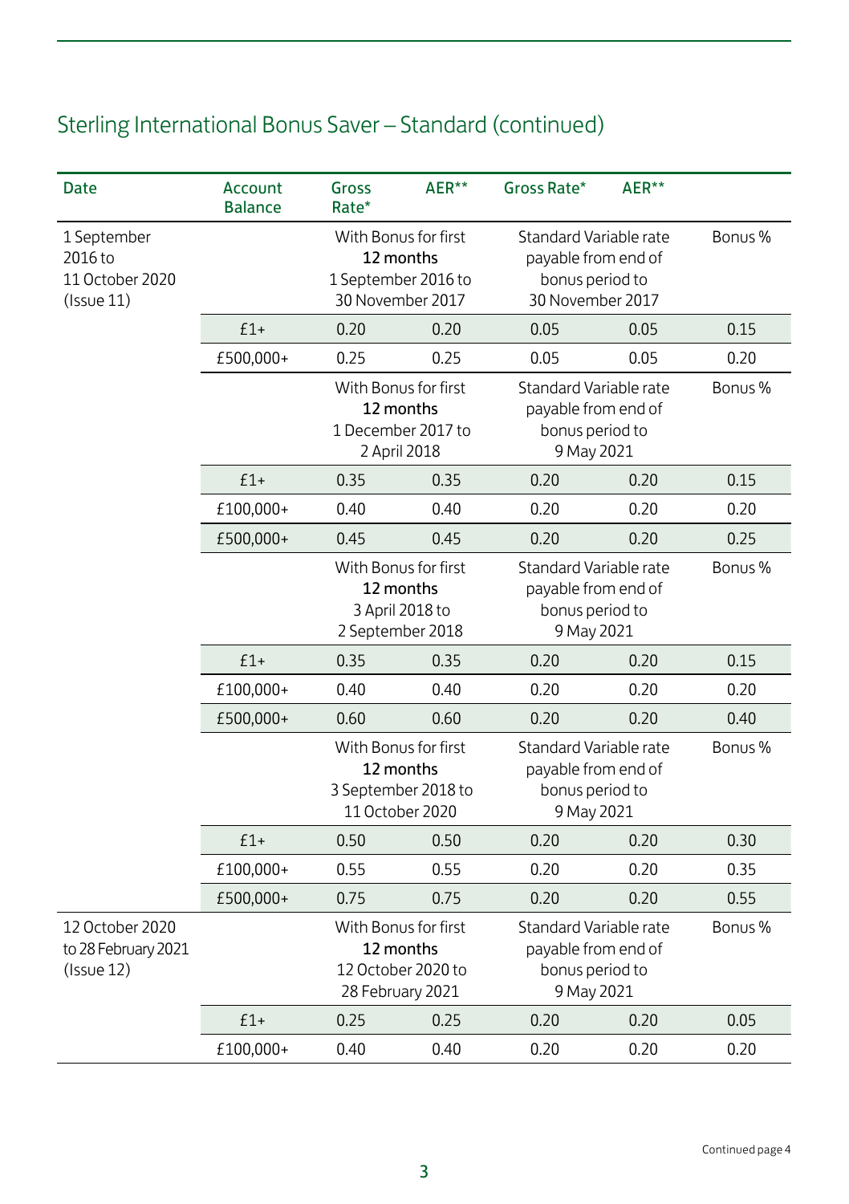## Sterling International Bonus Saver – Standard (continued)

| Date | Account Balance | Gross Rate* | AER** | Gross Rate* | AER** | |
|---|---|---|---|---|---|---|
| 1 September 2016 to 11 October 2020 (Issue 11) | | With Bonus for first 12 months 1 September 2016 to 30 November 2017 | | Standard Variable rate payable from end of bonus period to 30 November 2017 | | Bonus % |
| | £1+ | 0.20 | 0.20 | 0.05 | 0.05 | 0.15 |
| | £500,000+ | 0.25 | 0.25 | 0.05 | 0.05 | 0.20 |
| | | With Bonus for first 12 months 1 December 2017 to 2 April 2018 | | Standard Variable rate payable from end of bonus period to 9 May 2021 | | Bonus % |
| | £1+ | 0.35 | 0.35 | 0.20 | 0.20 | 0.15 |
| | £100,000+ | 0.40 | 0.40 | 0.20 | 0.20 | 0.20 |
| | £500,000+ | 0.45 | 0.45 | 0.20 | 0.20 | 0.25 |
| | | With Bonus for first 12 months 3 April 2018 to 2 September 2018 | | Standard Variable rate payable from end of bonus period to 9 May 2021 | | Bonus % |
| | £1+ | 0.35 | 0.35 | 0.20 | 0.20 | 0.15 |
| | £100,000+ | 0.40 | 0.40 | 0.20 | 0.20 | 0.20 |
| | £500,000+ | 0.60 | 0.60 | 0.20 | 0.20 | 0.40 |
| | | With Bonus for first 12 months 3 September 2018 to 11 October 2020 | | Standard Variable rate payable from end of bonus period to 9 May 2021 | | Bonus % |
| | £1+ | 0.50 | 0.50 | 0.20 | 0.20 | 0.30 |
| | £100,000+ | 0.55 | 0.55 | 0.20 | 0.20 | 0.35 |
| | £500,000+ | 0.75 | 0.75 | 0.20 | 0.20 | 0.55 |
| 12 October 2020 to 28 February 2021 (Issue 12) | | With Bonus for first 12 months 12 October 2020 to 28 February 2021 | | Standard Variable rate payable from end of bonus period to 9 May 2021 | | Bonus % |
| | £1+ | 0.25 | 0.25 | 0.20 | 0.20 | 0.05 |
| | £100,000+ | 0.40 | 0.40 | 0.20 | 0.20 | 0.20 |

Continued page 4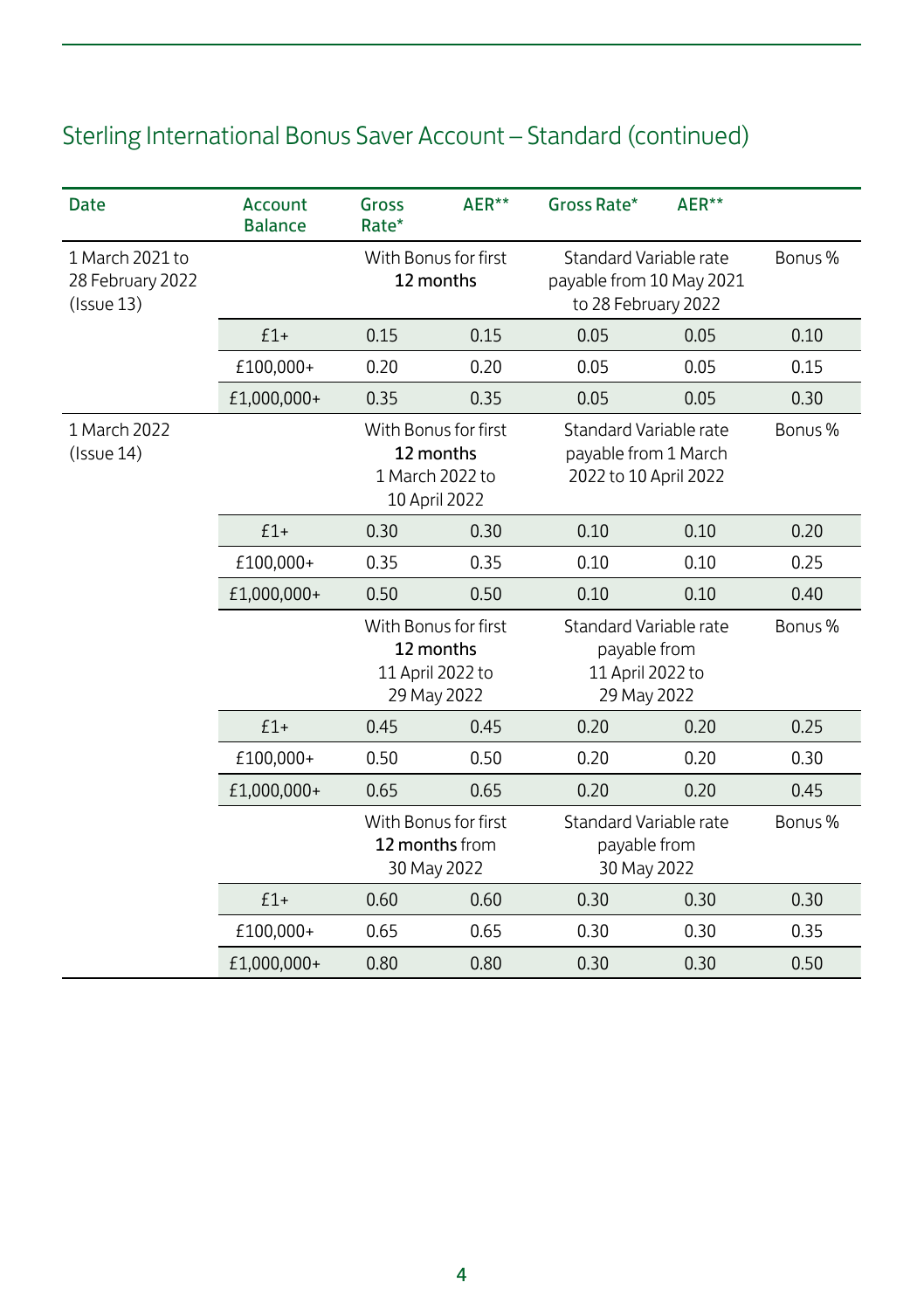## Sterling International Bonus Saver Account – Standard (continued)

| Date | Account Balance | Gross Rate* | AER** | Gross Rate* | AER** | |
|---|---|---|---|---|---|---|
| 1 March 2021 to 28 February 2022 (Issue 13) | | With Bonus for first 12 months | | Standard Variable rate payable from 10 May 2021 to 28 February 2022 | | Bonus % |
| | £1+ | 0.15 | 0.15 | 0.05 | 0.05 | 0.10 |
| | £100,000+ | 0.20 | 0.20 | 0.05 | 0.05 | 0.15 |
| | £1,000,000+ | 0.35 | 0.35 | 0.05 | 0.05 | 0.30 |
| 1 March 2022 (Issue 14) | | With Bonus for first 12 months 1 March 2022 to 10 April 2022 | | Standard Variable rate payable from 1 March 2022 to 10 April 2022 | | Bonus % |
| | £1+ | 0.30 | 0.30 | 0.10 | 0.10 | 0.20 |
| | £100,000+ | 0.35 | 0.35 | 0.10 | 0.10 | 0.25 |
| | £1,000,000+ | 0.50 | 0.50 | 0.10 | 0.10 | 0.40 |
| | | With Bonus for first 12 months 11 April 2022 to 29 May 2022 | | Standard Variable rate payable from 11 April 2022 to 29 May 2022 | | Bonus % |
| | £1+ | 0.45 | 0.45 | 0.20 | 0.20 | 0.25 |
| | £100,000+ | 0.50 | 0.50 | 0.20 | 0.20 | 0.30 |
| | £1,000,000+ | 0.65 | 0.65 | 0.20 | 0.20 | 0.45 |
| | | With Bonus for first 12 months from 30 May 2022 | | Standard Variable rate payable from 30 May 2022 | | Bonus % |
| | £1+ | 0.60 | 0.60 | 0.30 | 0.30 | 0.30 |
| | £100,000+ | 0.65 | 0.65 | 0.30 | 0.30 | 0.35 |
| | £1,000,000+ | 0.80 | 0.80 | 0.30 | 0.30 | 0.50 |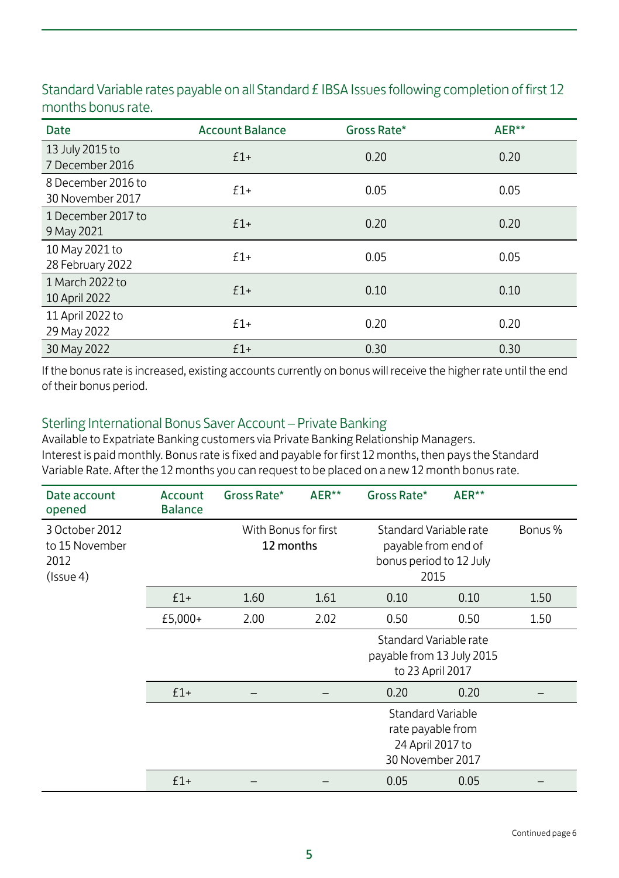### Standard Variable rates payable on all Standard £ IBSA Issues following completion of first 12 months bonus rate.

| Date | Account Balance | Gross Rate* | AER** |
|---|---|---|---|
| 13 July 2015 to 7 December 2016 | £1+ | 0.20 | 0.20 |
| 8 December 2016 to 30 November 2017 | £1+ | 0.05 | 0.05 |
| 1 December 2017 to 9 May 2021 | £1+ | 0.20 | 0.20 |
| 10 May 2021 to 28 February 2022 | £1+ | 0.05 | 0.05 |
| 1 March 2022 to 10 April 2022 | £1+ | 0.10 | 0.10 |
| 11 April 2022 to 29 May 2022 | £1+ | 0.20 | 0.20 |
| 30 May 2022 | £1+ | 0.30 | 0.30 |

If the bonus rate is increased, existing accounts currently on bonus will receive the higher rate until the end of their bonus period.

### Sterling International Bonus Saver Account – Private Banking

Available to Expatriate Banking customers via Private Banking Relationship Managers.
Interest is paid monthly. Bonus rate is fixed and payable for first 12 months, then pays the Standard Variable Rate. After the 12 months you can request to be placed on a new 12 month bonus rate.

| Date account opened | Account Balance | Gross Rate* | AER** | Gross Rate* | AER** | |
|---|---|---|---|---|---|---|
| 3 October 2012 to 15 November 2012 (Issue 4) | | With Bonus for first 12 months | | Standard Variable rate payable from end of bonus period to 12 July 2015 | | Bonus % |
| | £1+ | 1.60 | 1.61 | 0.10 | 0.10 | 1.50 |
| | £5,000+ | 2.00 | 2.02 | 0.50 | 0.50 | 1.50 |
| | | | | Standard Variable rate payable from 13 July 2015 to 23 April 2017 | | |
| | £1+ | – | – | 0.20 | 0.20 | – |
| | | | | Standard Variable rate payable from 24 April 2017 to 30 November 2017 | | |
| | £1+ | – | – | 0.05 | 0.05 | – |

Continued page 6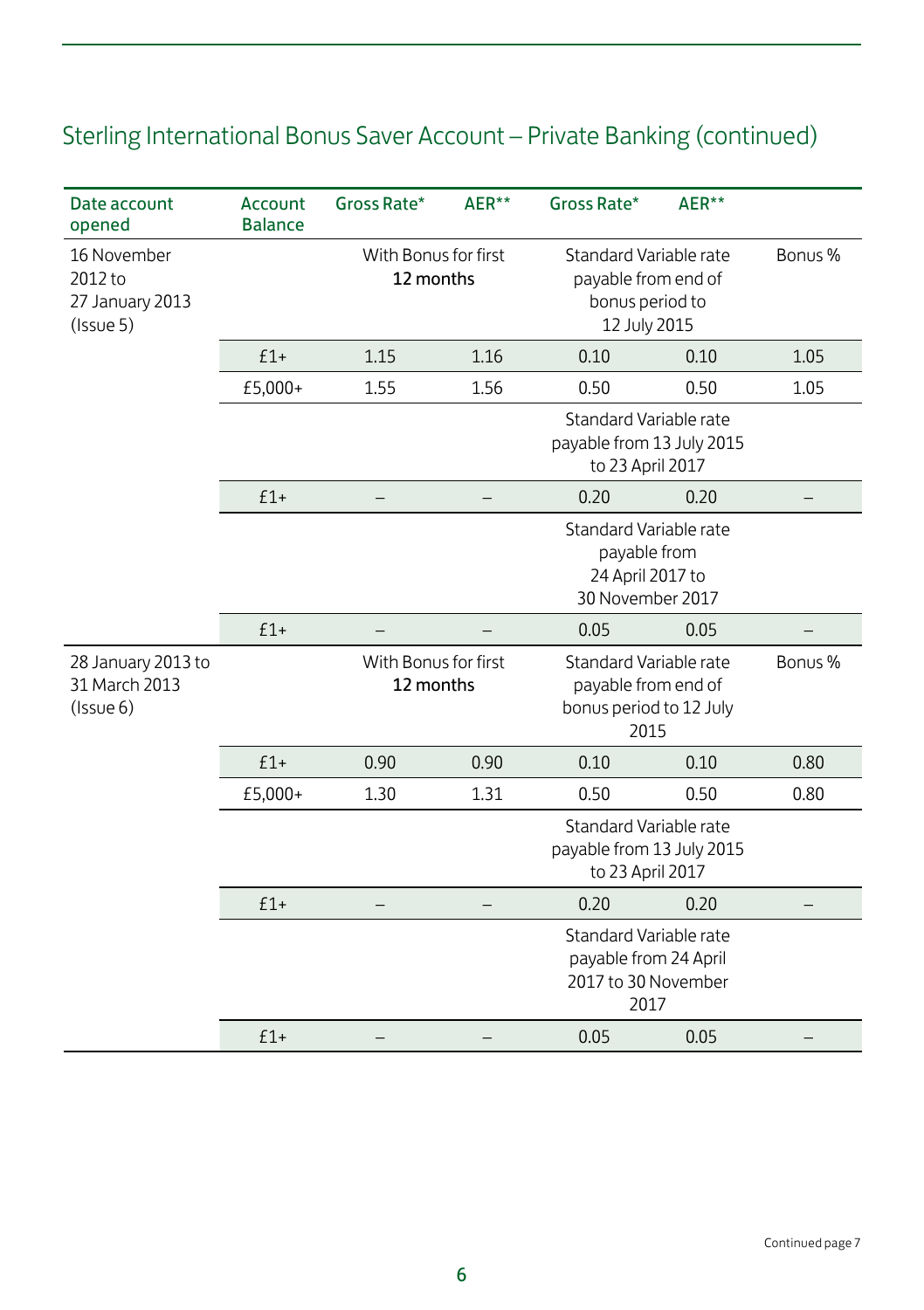## Sterling International Bonus Saver Account – Private Banking (continued)

| Date account opened | Account Balance | Gross Rate* | AER** | Gross Rate* | AER** | |
|---|---|---|---|---|---|---|
| 16 November 2012 to 27 January 2013 (Issue 5) | | With Bonus for first 12 months | | Standard Variable rate payable from end of bonus period to 12 July 2015 | | Bonus % |
| | £1+ | 1.15 | 1.16 | 0.10 | 0.10 | 1.05 |
| | £5,000+ | 1.55 | 1.56 | 0.50 | 0.50 | 1.05 |
| | | | | Standard Variable rate payable from 13 July 2015 to 23 April 2017 | | |
| | £1+ | – | – | 0.20 | 0.20 | – |
| | | | | Standard Variable rate payable from 24 April 2017 to 30 November 2017 | | |
| | £1+ | – | – | 0.05 | 0.05 | – |
| 28 January 2013 to 31 March 2013 (Issue 6) | | With Bonus for first 12 months | | Standard Variable rate payable from end of bonus period to 12 July 2015 | | Bonus % |
| | £1+ | 0.90 | 0.90 | 0.10 | 0.10 | 0.80 |
| | £5,000+ | 1.30 | 1.31 | 0.50 | 0.50 | 0.80 |
| | | | | Standard Variable rate payable from 13 July 2015 to 23 April 2017 | | |
| | £1+ | – | – | 0.20 | 0.20 | – |
| | | | | Standard Variable rate payable from 24 April 2017 to 30 November 2017 | | |
| | £1+ | – | – | 0.05 | 0.05 | – |

Continued page 7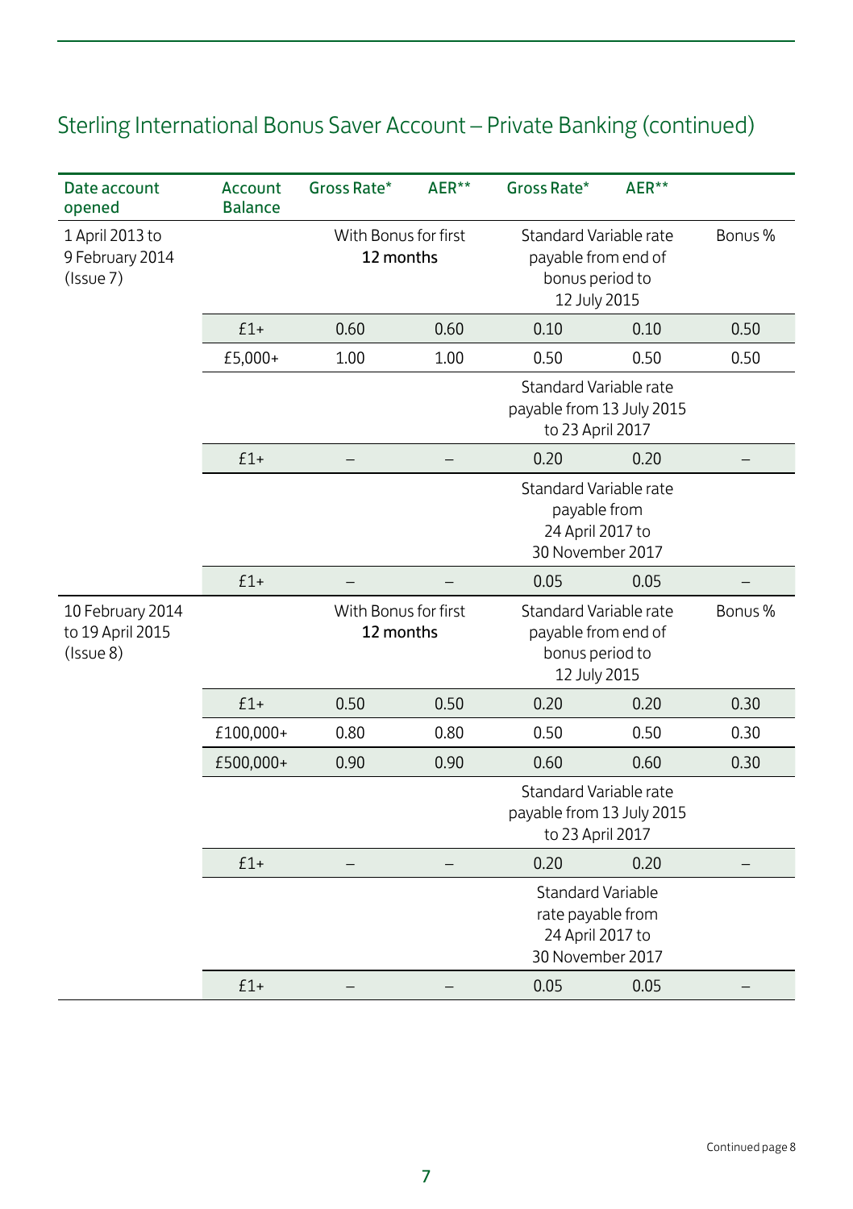## Sterling International Bonus Saver Account – Private Banking (continued)

| Date account opened | Account Balance | Gross Rate* | AER** | Gross Rate* | AER** | |
|---|---|---|---|---|---|---|
| 1 April 2013 to 9 February 2014 (Issue 7) | | With Bonus for first 12 months | | Standard Variable rate payable from end of bonus period to 12 July 2015 | | Bonus % |
| | £1+ | 0.60 | 0.60 | 0.10 | 0.10 | 0.50 |
| | £5,000+ | 1.00 | 1.00 | 0.50 | 0.50 | 0.50 |
| | | | | Standard Variable rate payable from 13 July 2015 to 23 April 2017 | | |
| | £1+ | – | – | 0.20 | 0.20 | – |
| | | | | Standard Variable rate payable from 24 April 2017 to 30 November 2017 | | |
| | £1+ | – | – | 0.05 | 0.05 | – |
| 10 February 2014 to 19 April 2015 (Issue 8) | | With Bonus for first 12 months | | Standard Variable rate payable from end of bonus period to 12 July 2015 | | Bonus % |
| | £1+ | 0.50 | 0.50 | 0.20 | 0.20 | 0.30 |
| | £100,000+ | 0.80 | 0.80 | 0.50 | 0.50 | 0.30 |
| | £500,000+ | 0.90 | 0.90 | 0.60 | 0.60 | 0.30 |
| | | | | Standard Variable rate payable from 13 July 2015 to 23 April 2017 | | |
| | £1+ | – | – | 0.20 | 0.20 | – |
| | | | | Standard Variable rate payable from 24 April 2017 to 30 November 2017 | | |
| | £1+ | – | – | 0.05 | 0.05 | – |

Continued page 8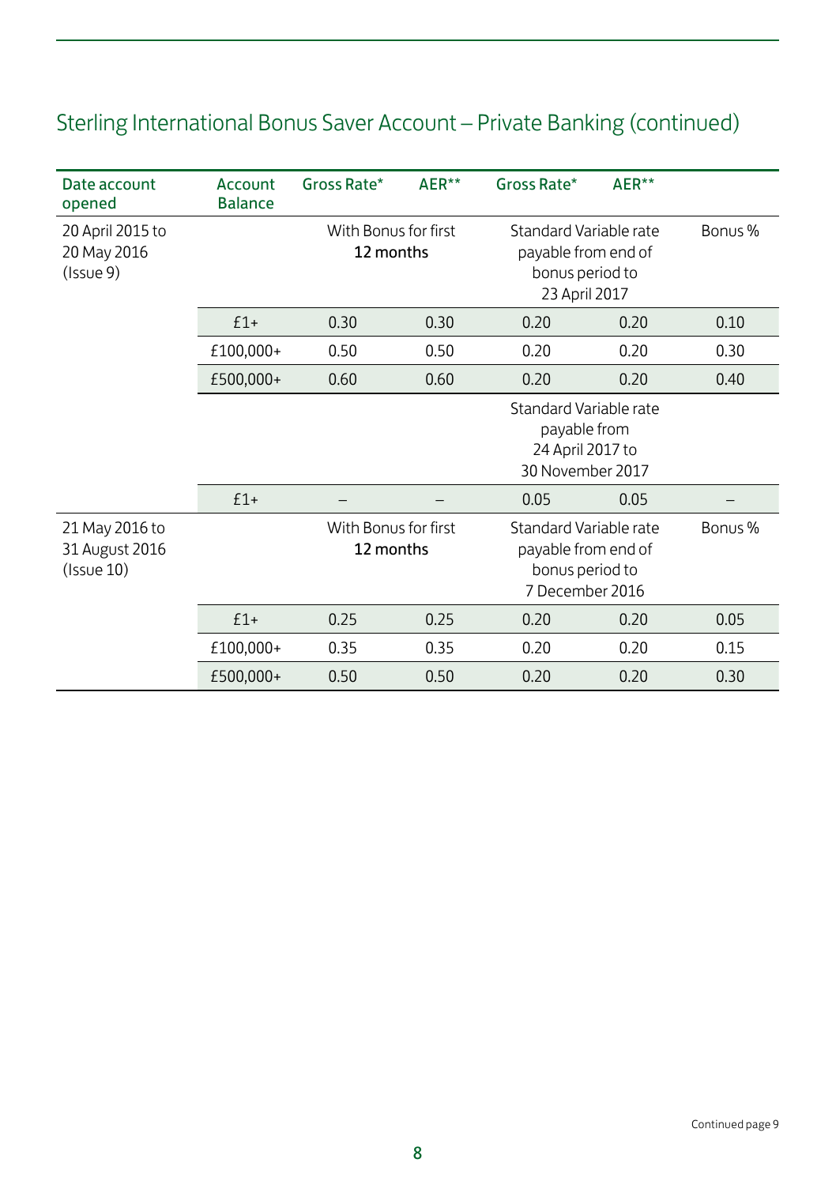## Sterling International Bonus Saver Account – Private Banking (continued)

| Date account opened | Account Balance | Gross Rate* | AER** | Gross Rate* | AER** | |
|---|---|---|---|---|---|---|
| 20 April 2015 to 20 May 2016 (Issue 9) | | With Bonus for first 12 months | | Standard Variable rate payable from end of bonus period to 23 April 2017 | | Bonus % |
| | £1+ | 0.30 | 0.30 | 0.20 | 0.20 | 0.10 |
| | £100,000+ | 0.50 | 0.50 | 0.20 | 0.20 | 0.30 |
| | £500,000+ | 0.60 | 0.60 | 0.20 | 0.20 | 0.40 |
| | | | | Standard Variable rate payable from 24 April 2017 to 30 November 2017 | | |
| | £1+ | – | – | 0.05 | 0.05 | – |
| 21 May 2016 to 31 August 2016 (Issue 10) | | With Bonus for first 12 months | | Standard Variable rate payable from end of bonus period to 7 December 2016 | | Bonus % |
| | £1+ | 0.25 | 0.25 | 0.20 | 0.20 | 0.05 |
| | £100,000+ | 0.35 | 0.35 | 0.20 | 0.20 | 0.15 |
| | £500,000+ | 0.50 | 0.50 | 0.20 | 0.20 | 0.30 |

Continued page 9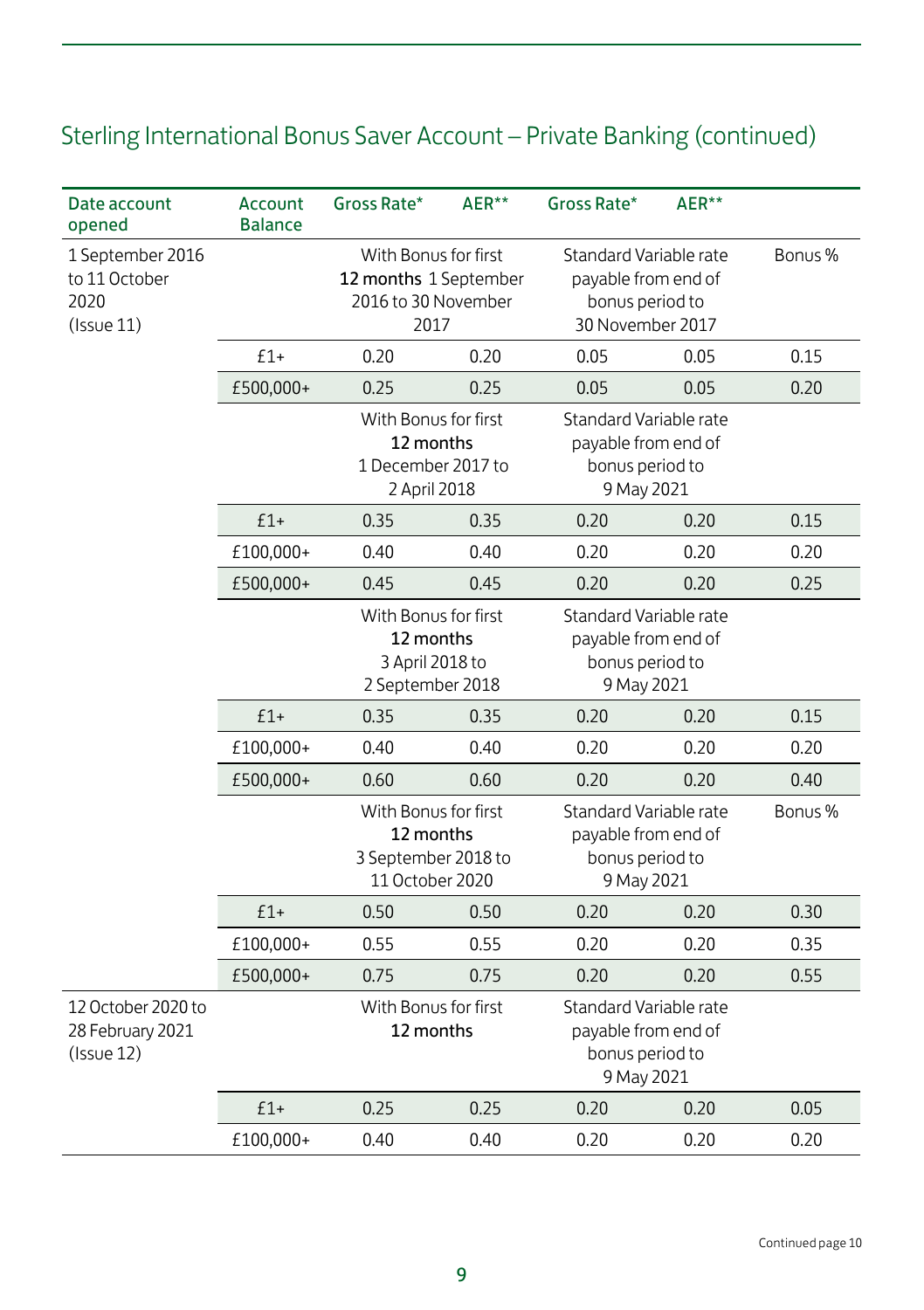## Sterling International Bonus Saver Account – Private Banking (continued)

| Date account opened | Account Balance | Gross Rate* | AER** | Gross Rate* | AER** | |
|---|---|---|---|---|---|---|
| 1 September 2016 to 11 October 2020 (Issue 11) | | With Bonus for first **12 months** 1 September 2016 to 30 November 2017 | | Standard Variable rate payable from end of bonus period to 30 November 2017 | | Bonus % |
| | £1+ | 0.20 | 0.20 | 0.05 | 0.05 | 0.15 |
| | £500,000+ | 0.25 | 0.25 | 0.05 | 0.05 | 0.20 |
| | | With Bonus for first **12 months** 1 December 2017 to 2 April 2018 | | Standard Variable rate payable from end of bonus period to 9 May 2021 | | |
| | £1+ | 0.35 | 0.35 | 0.20 | 0.20 | 0.15 |
| | £100,000+ | 0.40 | 0.40 | 0.20 | 0.20 | 0.20 |
| | £500,000+ | 0.45 | 0.45 | 0.20 | 0.20 | 0.25 |
| | | With Bonus for first **12 months** 3 April 2018 to 2 September 2018 | | Standard Variable rate payable from end of bonus period to 9 May 2021 | | |
| | £1+ | 0.35 | 0.35 | 0.20 | 0.20 | 0.15 |
| | £100,000+ | 0.40 | 0.40 | 0.20 | 0.20 | 0.20 |
| | £500,000+ | 0.60 | 0.60 | 0.20 | 0.20 | 0.40 |
| | | With Bonus for first **12 months** 3 September 2018 to 11 October 2020 | | Standard Variable rate payable from end of bonus period to 9 May 2021 | | Bonus % |
| | £1+ | 0.50 | 0.50 | 0.20 | 0.20 | 0.30 |
| | £100,000+ | 0.55 | 0.55 | 0.20 | 0.20 | 0.35 |
| | £500,000+ | 0.75 | 0.75 | 0.20 | 0.20 | 0.55 |
| 12 October 2020 to 28 February 2021 (Issue 12) | | With Bonus for first **12 months** | | Standard Variable rate payable from end of bonus period to 9 May 2021 | | |
| | £1+ | 0.25 | 0.25 | 0.20 | 0.20 | 0.05 |
| | £100,000+ | 0.40 | 0.40 | 0.20 | 0.20 | 0.20 |

Continued page 10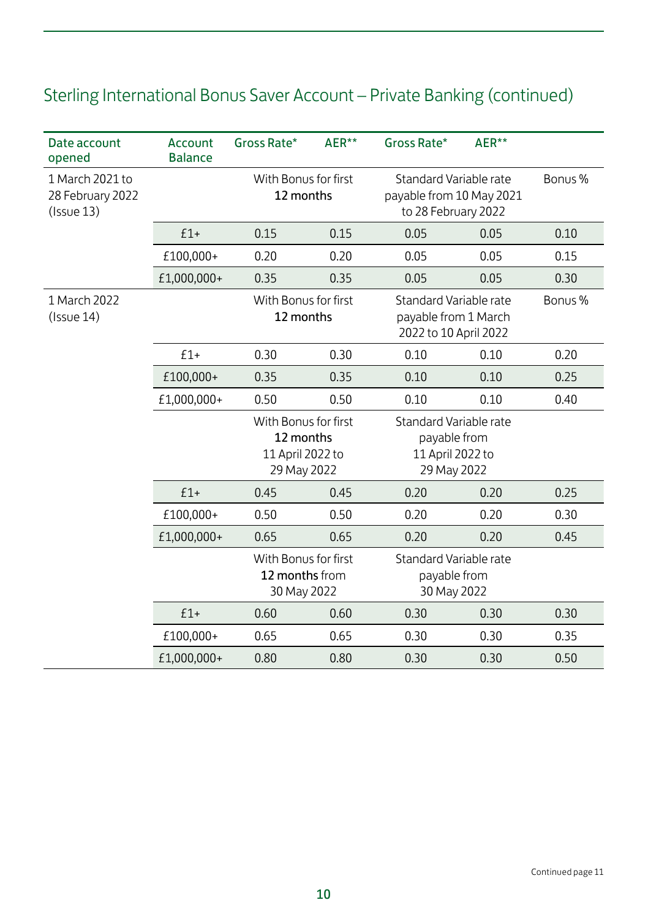## Sterling International Bonus Saver Account – Private Banking (continued)

| Date account opened | Account Balance | Gross Rate* | AER** | Gross Rate* | AER** | |
|---|---|---|---|---|---|---|
| 1 March 2021 to 28 February 2022 (Issue 13) | | With Bonus for first 12 months | | Standard Variable rate payable from 10 May 2021 to 28 February 2022 | | Bonus % |
| | £1+ | 0.15 | 0.15 | 0.05 | 0.05 | 0.10 |
| | £100,000+ | 0.20 | 0.20 | 0.05 | 0.05 | 0.15 |
| | £1,000,000+ | 0.35 | 0.35 | 0.05 | 0.05 | 0.30 |
| 1 March 2022 (Issue 14) | | With Bonus for first 12 months | | Standard Variable rate payable from 1 March 2022 to 10 April 2022 | | Bonus % |
| | £1+ | 0.30 | 0.30 | 0.10 | 0.10 | 0.20 |
| | £100,000+ | 0.35 | 0.35 | 0.10 | 0.10 | 0.25 |
| | £1,000,000+ | 0.50 | 0.50 | 0.10 | 0.10 | 0.40 |
| | | With Bonus for first 12 months 11 April 2022 to 29 May 2022 | | Standard Variable rate payable from 11 April 2022 to 29 May 2022 | | |
| | £1+ | 0.45 | 0.45 | 0.20 | 0.20 | 0.25 |
| | £100,000+ | 0.50 | 0.50 | 0.20 | 0.20 | 0.30 |
| | £1,000,000+ | 0.65 | 0.65 | 0.20 | 0.20 | 0.45 |
| | | With Bonus for first 12 months from 30 May 2022 | | Standard Variable rate payable from 30 May 2022 | | |
| | £1+ | 0.60 | 0.60 | 0.30 | 0.30 | 0.30 |
| | £100,000+ | 0.65 | 0.65 | 0.30 | 0.30 | 0.35 |
| | £1,000,000+ | 0.80 | 0.80 | 0.30 | 0.30 | 0.50 |

Continued page 11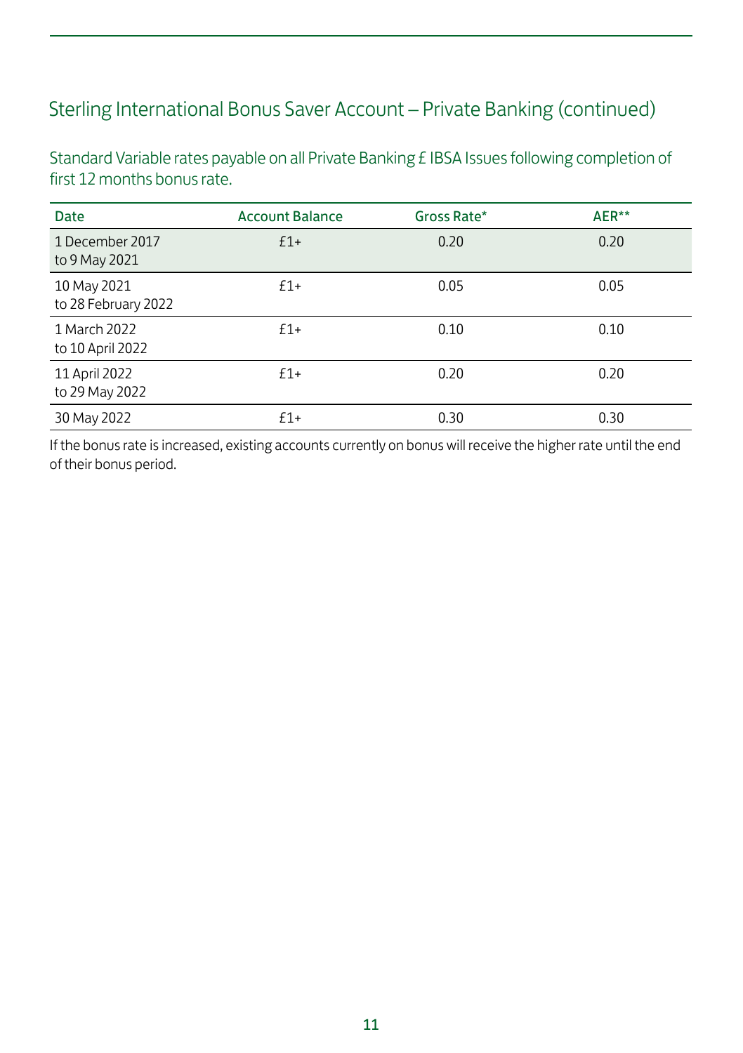## Sterling International Bonus Saver Account – Private Banking (continued)

Standard Variable rates payable on all Private Banking £ IBSA Issues following completion of first 12 months bonus rate.

| Date | Account Balance | Gross Rate* | AER** |
|---|---|---|---|
| 1 December 2017 to 9 May 2021 | £1+ | 0.20 | 0.20 |
| 10 May 2021 to 28 February 2022 | £1+ | 0.05 | 0.05 |
| 1 March 2022 to 10 April 2022 | £1+ | 0.10 | 0.10 |
| 11 April 2022 to 29 May 2022 | £1+ | 0.20 | 0.20 |
| 30 May 2022 | £1+ | 0.30 | 0.30 |

If the bonus rate is increased, existing accounts currently on bonus will receive the higher rate until the end of their bonus period.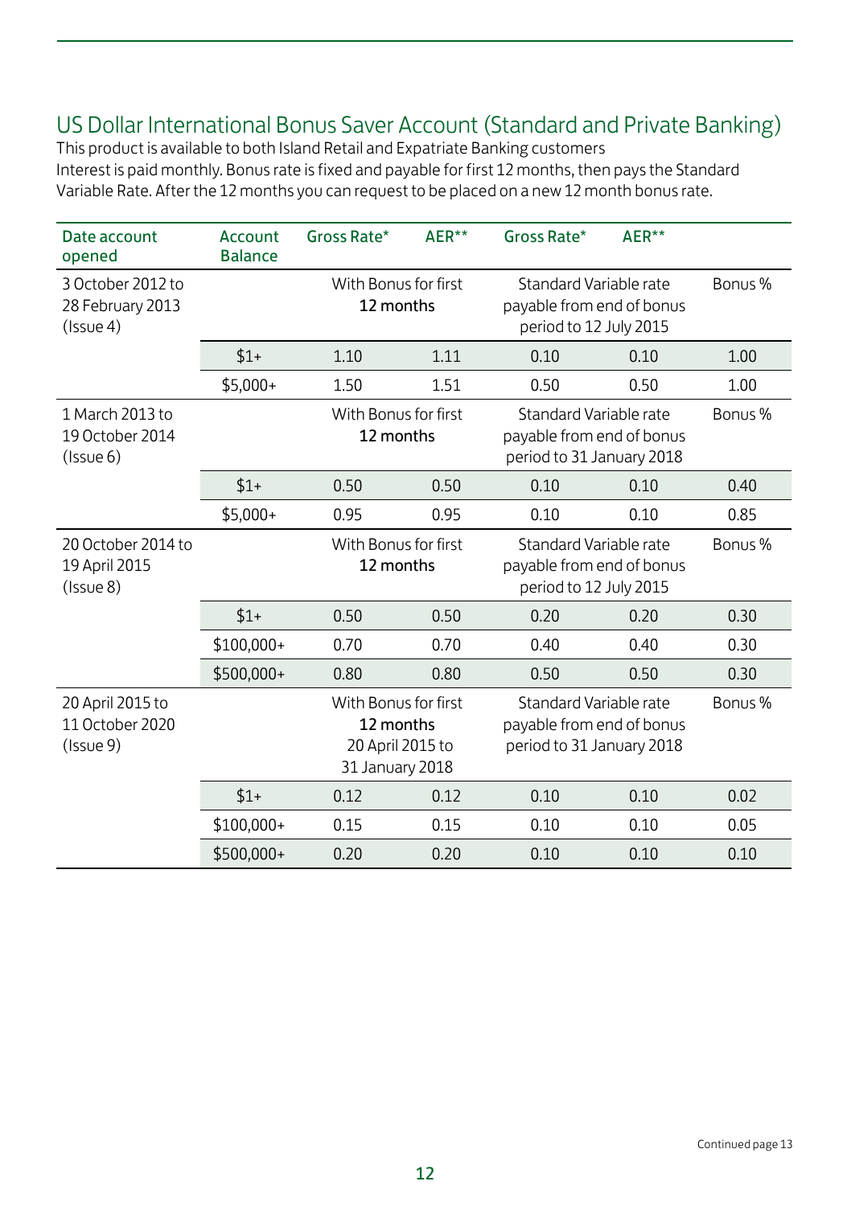## US Dollar International Bonus Saver Account (Standard and Private Banking)

This product is available to both Island Retail and Expatriate Banking customers

Interest is paid monthly. Bonus rate is fixed and payable for first 12 months, then pays the Standard Variable Rate. After the 12 months you can request to be placed on a new 12 month bonus rate.

| Date account opened | Account Balance | Gross Rate* | AER** | Gross Rate* | AER** | |
|---|---|---|---|---|---|---|
| 3 October 2012 to 28 February 2013 (Issue 4) | | With Bonus for first 12 months | | Standard Variable rate payable from end of bonus period to 12 July 2015 | | Bonus % |
| | $1+ | 1.10 | 1.11 | 0.10 | 0.10 | 1.00 |
| | $5,000+ | 1.50 | 1.51 | 0.50 | 0.50 | 1.00 |
| 1 March 2013 to 19 October 2014 (Issue 6) | | With Bonus for first 12 months | | Standard Variable rate payable from end of bonus period to 31 January 2018 | | Bonus % |
| | $1+ | 0.50 | 0.50 | 0.10 | 0.10 | 0.40 |
| | $5,000+ | 0.95 | 0.95 | 0.10 | 0.10 | 0.85 |
| 20 October 2014 to 19 April 2015 (Issue 8) | | With Bonus for first 12 months | | Standard Variable rate payable from end of bonus period to 12 July 2015 | | Bonus % |
| | $1+ | 0.50 | 0.50 | 0.20 | 0.20 | 0.30 |
| | $100,000+ | 0.70 | 0.70 | 0.40 | 0.40 | 0.30 |
| | $500,000+ | 0.80 | 0.80 | 0.50 | 0.50 | 0.30 |
| 20 April 2015 to 11 October 2020 (Issue 9) | | With Bonus for first 12 months 20 April 2015 to 31 January 2018 | | Standard Variable rate payable from end of bonus period to 31 January 2018 | | Bonus % |
| | $1+ | 0.12 | 0.12 | 0.10 | 0.10 | 0.02 |
| | $100,000+ | 0.15 | 0.15 | 0.10 | 0.10 | 0.05 |
| | $500,000+ | 0.20 | 0.20 | 0.10 | 0.10 | 0.10 |

Continued page 13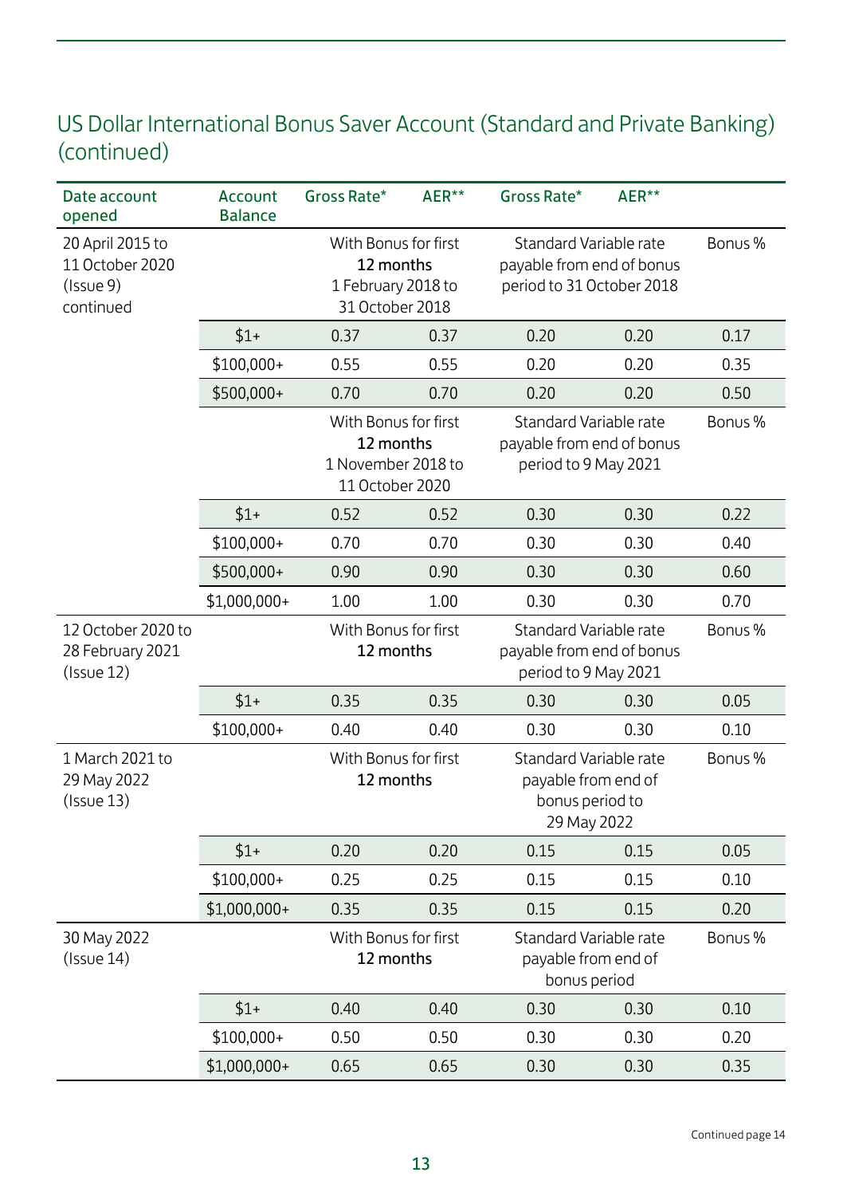## US Dollar International Bonus Saver Account (Standard and Private Banking) (continued)

| Date account opened | Account Balance | Gross Rate* | AER** | Gross Rate* | AER** | |
|---|---|---|---|---|---|---|
| 20 April 2015 to 11 October 2020 (Issue 9) continued | | With Bonus for first **12 months** 1 February 2018 to 31 October 2018 | | Standard Variable rate payable from end of bonus period to 31 October 2018 | | Bonus % |
| | $1+ | 0.37 | 0.37 | 0.20 | 0.20 | 0.17 |
| | $100,000+ | 0.55 | 0.55 | 0.20 | 0.20 | 0.35 |
| | $500,000+ | 0.70 | 0.70 | 0.20 | 0.20 | 0.50 |
| | | With Bonus for first **12 months** 1 November 2018 to 11 October 2020 | | Standard Variable rate payable from end of bonus period to 9 May 2021 | | Bonus % |
| | $1+ | 0.52 | 0.52 | 0.30 | 0.30 | 0.22 |
| | $100,000+ | 0.70 | 0.70 | 0.30 | 0.30 | 0.40 |
| | $500,000+ | 0.90 | 0.90 | 0.30 | 0.30 | 0.60 |
| | $1,000,000+ | 1.00 | 1.00 | 0.30 | 0.30 | 0.70 |
| 12 October 2020 to 28 February 2021 (Issue 12) | | With Bonus for first **12 months** | | Standard Variable rate payable from end of bonus period to 9 May 2021 | | Bonus % |
| | $1+ | 0.35 | 0.35 | 0.30 | 0.30 | 0.05 |
| | $100,000+ | 0.40 | 0.40 | 0.30 | 0.30 | 0.10 |
| 1 March 2021 to 29 May 2022 (Issue 13) | | With Bonus for first **12 months** | | Standard Variable rate payable from end of bonus period to 29 May 2022 | | Bonus % |
| | $1+ | 0.20 | 0.20 | 0.15 | 0.15 | 0.05 |
| | $100,000+ | 0.25 | 0.25 | 0.15 | 0.15 | 0.10 |
| | $1,000,000+ | 0.35 | 0.35 | 0.15 | 0.15 | 0.20 |
| 30 May 2022 (Issue 14) | | With Bonus for first **12 months** | | Standard Variable rate payable from end of bonus period | | Bonus % |
| | $1+ | 0.40 | 0.40 | 0.30 | 0.30 | 0.10 |
| | $100,000+ | 0.50 | 0.50 | 0.30 | 0.30 | 0.20 |
| | $1,000,000+ | 0.65 | 0.65 | 0.30 | 0.30 | 0.35 |

Continued page 14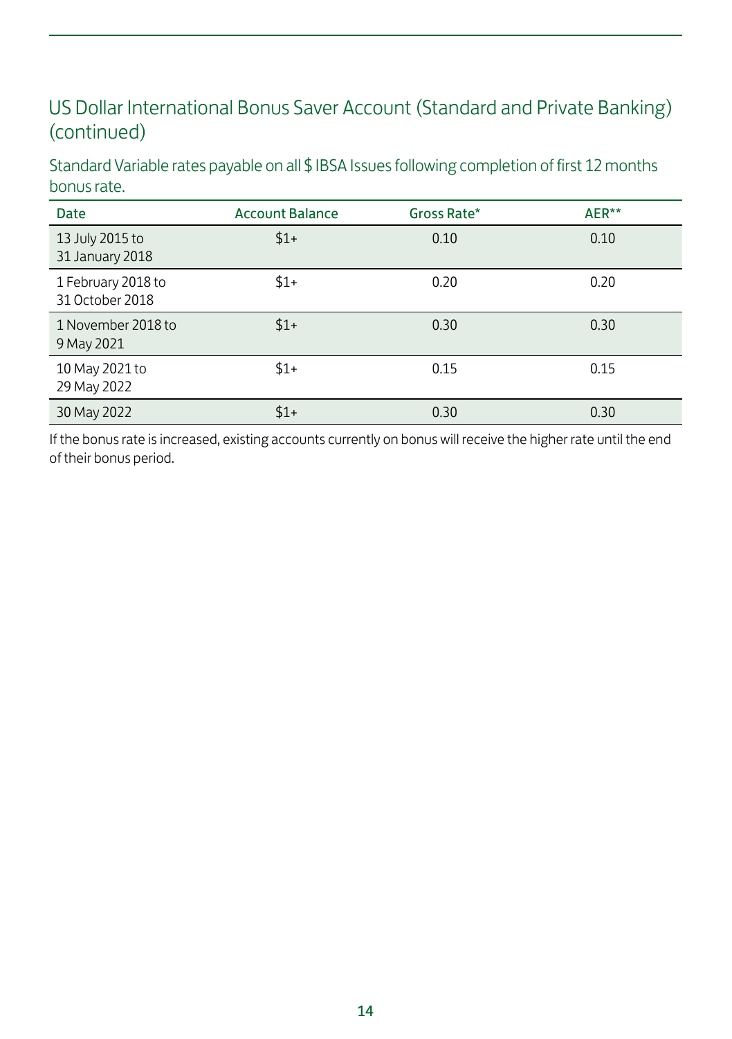## US Dollar International Bonus Saver Account (Standard and Private Banking) (continued)

### Standard Variable rates payable on all $ IBSA Issues following completion of first 12 months bonus rate.

| Date | Account Balance | Gross Rate* | AER** |
|---|---|---|---|
| 13 July 2015 to 31 January 2018 | $1+ | 0.10 | 0.10 |
| 1 February 2018 to 31 October 2018 | $1+ | 0.20 | 0.20 |
| 1 November 2018 to 9 May 2021 | $1+ | 0.30 | 0.30 |
| 10 May 2021 to 29 May 2022 | $1+ | 0.15 | 0.15 |
| 30 May 2022 | $1+ | 0.30 | 0.30 |

If the bonus rate is increased, existing accounts currently on bonus will receive the higher rate until the end of their bonus period.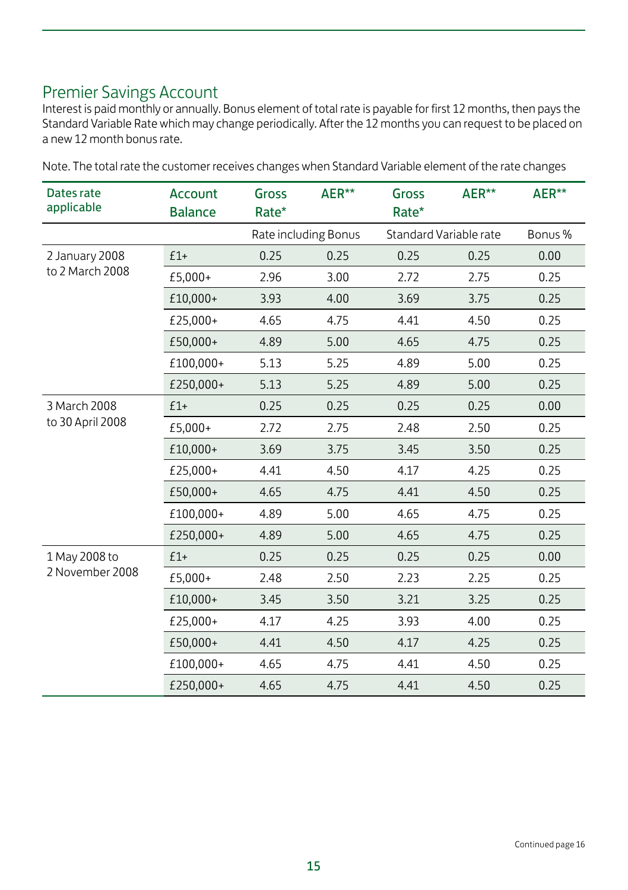## Premier Savings Account

Interest is paid monthly or annually. Bonus element of total rate is payable for first 12 months, then pays the Standard Variable Rate which may change periodically. After the 12 months you can request to be placed on a new 12 month bonus rate.

Note. The total rate the customer receives changes when Standard Variable element of the rate changes

| Dates rate applicable | Account Balance | Gross Rate* | AER** | Gross Rate* | AER** | AER** |
|---|---|---|---|---|---|---|
| | | Rate including Bonus | | Standard Variable rate | | Bonus % |
| 2 January 2008 to 2 March 2008 | £1+ | 0.25 | 0.25 | 0.25 | 0.25 | 0.00 |
| | £5,000+ | 2.96 | 3.00 | 2.72 | 2.75 | 0.25 |
| | £10,000+ | 3.93 | 4.00 | 3.69 | 3.75 | 0.25 |
| | £25,000+ | 4.65 | 4.75 | 4.41 | 4.50 | 0.25 |
| | £50,000+ | 4.89 | 5.00 | 4.65 | 4.75 | 0.25 |
| | £100,000+ | 5.13 | 5.25 | 4.89 | 5.00 | 0.25 |
| | £250,000+ | 5.13 | 5.25 | 4.89 | 5.00 | 0.25 |
| 3 March 2008 to 30 April 2008 | £1+ | 0.25 | 0.25 | 0.25 | 0.25 | 0.00 |
| | £5,000+ | 2.72 | 2.75 | 2.48 | 2.50 | 0.25 |
| | £10,000+ | 3.69 | 3.75 | 3.45 | 3.50 | 0.25 |
| | £25,000+ | 4.41 | 4.50 | 4.17 | 4.25 | 0.25 |
| | £50,000+ | 4.65 | 4.75 | 4.41 | 4.50 | 0.25 |
| | £100,000+ | 4.89 | 5.00 | 4.65 | 4.75 | 0.25 |
| | £250,000+ | 4.89 | 5.00 | 4.65 | 4.75 | 0.25 |
| 1 May 2008 to 2 November 2008 | £1+ | 0.25 | 0.25 | 0.25 | 0.25 | 0.00 |
| | £5,000+ | 2.48 | 2.50 | 2.23 | 2.25 | 0.25 |
| | £10,000+ | 3.45 | 3.50 | 3.21 | 3.25 | 0.25 |
| | £25,000+ | 4.17 | 4.25 | 3.93 | 4.00 | 0.25 |
| | £50,000+ | 4.41 | 4.50 | 4.17 | 4.25 | 0.25 |
| | £100,000+ | 4.65 | 4.75 | 4.41 | 4.50 | 0.25 |
| | £250,000+ | 4.65 | 4.75 | 4.41 | 4.50 | 0.25 |

Continued page 16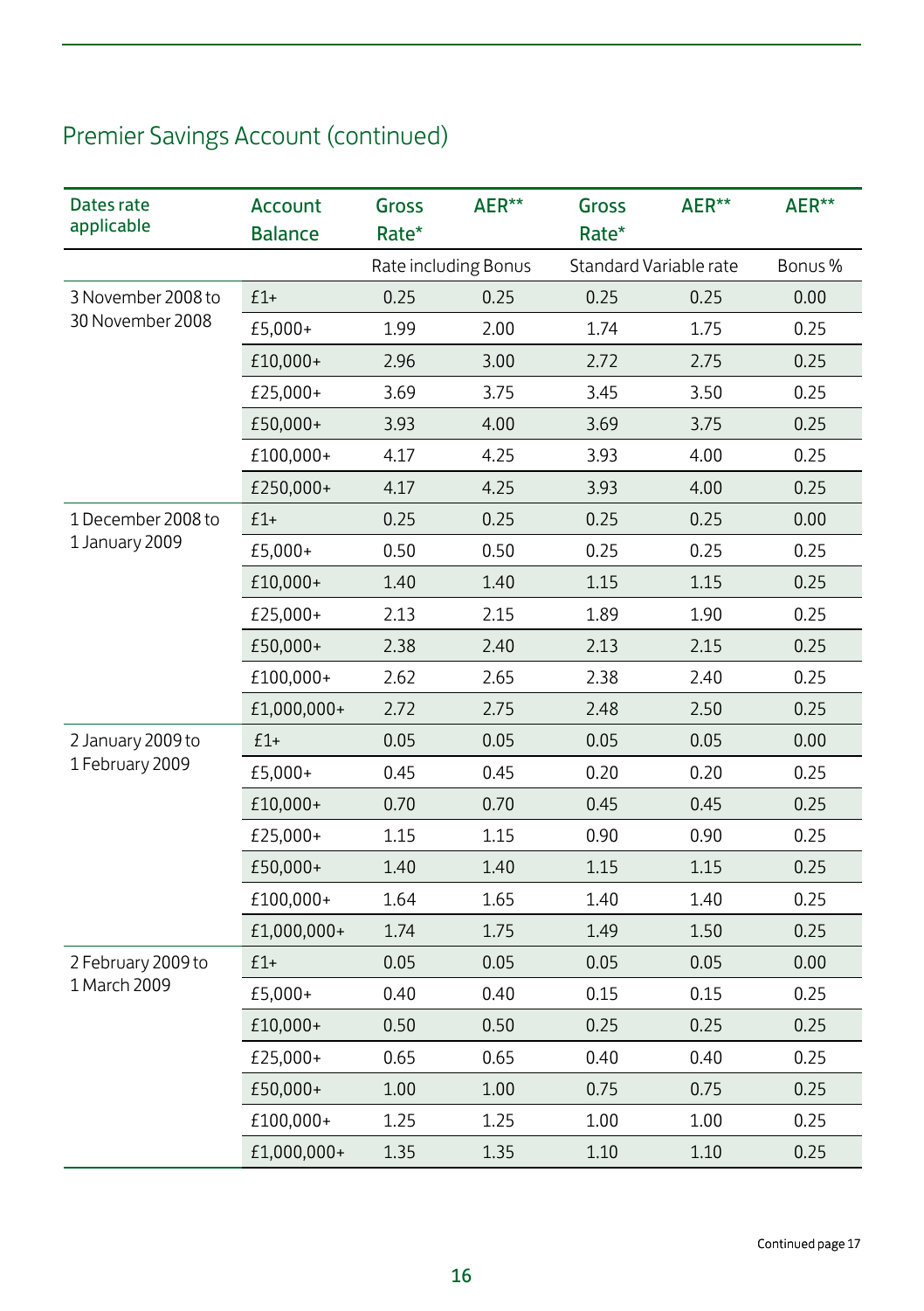## Premier Savings Account (continued)

| Dates rate applicable | Account Balance | Gross Rate* | AER** | Gross Rate* | AER** | AER** |
|---|---|---|---|---|---|---|
| | | Rate including Bonus | | Standard Variable rate | | Bonus % |
| 3 November 2008 to 30 November 2008 | £1+ | 0.25 | 0.25 | 0.25 | 0.25 | 0.00 |
| | £5,000+ | 1.99 | 2.00 | 1.74 | 1.75 | 0.25 |
| | £10,000+ | 2.96 | 3.00 | 2.72 | 2.75 | 0.25 |
| | £25,000+ | 3.69 | 3.75 | 3.45 | 3.50 | 0.25 |
| | £50,000+ | 3.93 | 4.00 | 3.69 | 3.75 | 0.25 |
| | £100,000+ | 4.17 | 4.25 | 3.93 | 4.00 | 0.25 |
| | £250,000+ | 4.17 | 4.25 | 3.93 | 4.00 | 0.25 |
| 1 December 2008 to 1 January 2009 | £1+ | 0.25 | 0.25 | 0.25 | 0.25 | 0.00 |
| | £5,000+ | 0.50 | 0.50 | 0.25 | 0.25 | 0.25 |
| | £10,000+ | 1.40 | 1.40 | 1.15 | 1.15 | 0.25 |
| | £25,000+ | 2.13 | 2.15 | 1.89 | 1.90 | 0.25 |
| | £50,000+ | 2.38 | 2.40 | 2.13 | 2.15 | 0.25 |
| | £100,000+ | 2.62 | 2.65 | 2.38 | 2.40 | 0.25 |
| | £1,000,000+ | 2.72 | 2.75 | 2.48 | 2.50 | 0.25 |
| 2 January 2009 to 1 February 2009 | £1+ | 0.05 | 0.05 | 0.05 | 0.05 | 0.00 |
| | £5,000+ | 0.45 | 0.45 | 0.20 | 0.20 | 0.25 |
| | £10,000+ | 0.70 | 0.70 | 0.45 | 0.45 | 0.25 |
| | £25,000+ | 1.15 | 1.15 | 0.90 | 0.90 | 0.25 |
| | £50,000+ | 1.40 | 1.40 | 1.15 | 1.15 | 0.25 |
| | £100,000+ | 1.64 | 1.65 | 1.40 | 1.40 | 0.25 |
| | £1,000,000+ | 1.74 | 1.75 | 1.49 | 1.50 | 0.25 |
| 2 February 2009 to 1 March 2009 | £1+ | 0.05 | 0.05 | 0.05 | 0.05 | 0.00 |
| | £5,000+ | 0.40 | 0.40 | 0.15 | 0.15 | 0.25 |
| | £10,000+ | 0.50 | 0.50 | 0.25 | 0.25 | 0.25 |
| | £25,000+ | 0.65 | 0.65 | 0.40 | 0.40 | 0.25 |
| | £50,000+ | 1.00 | 1.00 | 0.75 | 0.75 | 0.25 |
| | £100,000+ | 1.25 | 1.25 | 1.00 | 1.00 | 0.25 |
| | £1,000,000+ | 1.35 | 1.35 | 1.10 | 1.10 | 0.25 |

Continued page 17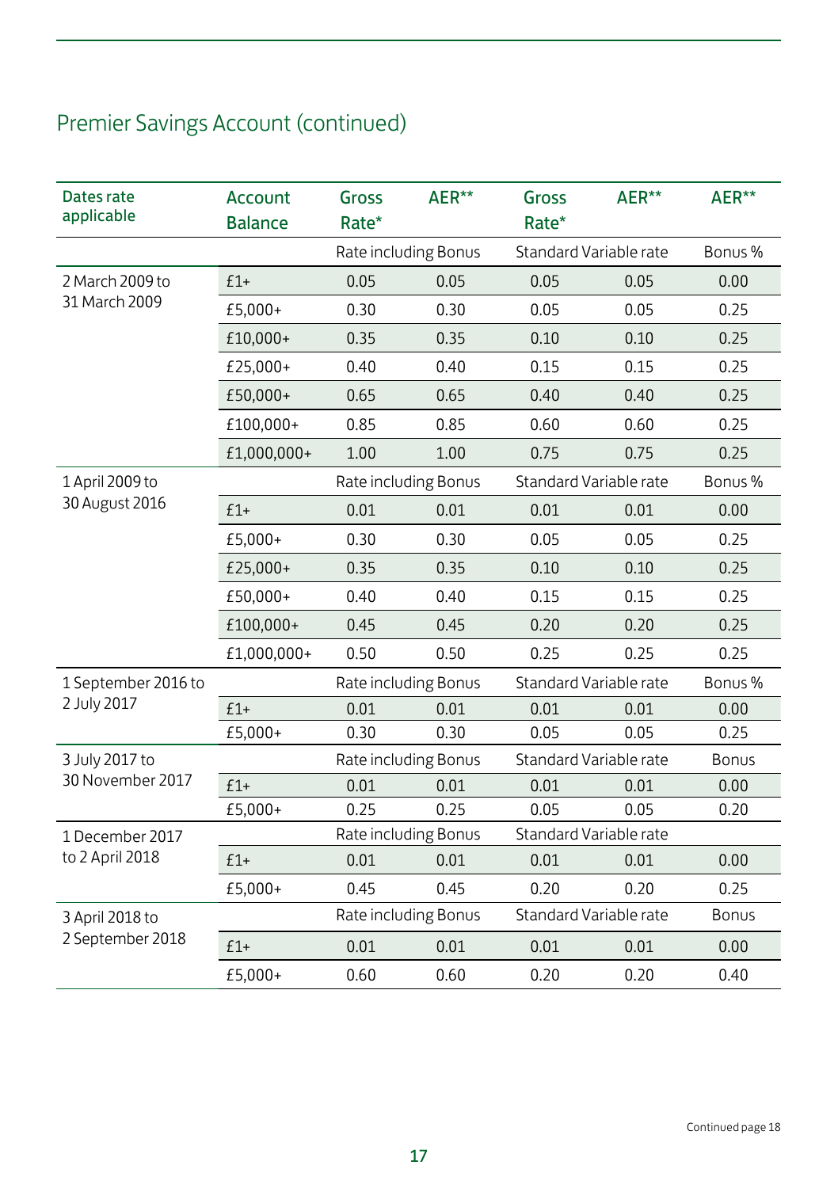## Premier Savings Account (continued)

| Dates rate applicable | Account Balance | Gross Rate* | AER** | Gross Rate* | AER** | AER** |
|---|---|---|---|---|---|---|
| | | Rate including Bonus | | Standard Variable rate | | Bonus % |
| 2 March 2009 to 31 March 2009 | £1+ | 0.05 | 0.05 | 0.05 | 0.05 | 0.00 |
| | £5,000+ | 0.30 | 0.30 | 0.05 | 0.05 | 0.25 |
| | £10,000+ | 0.35 | 0.35 | 0.10 | 0.10 | 0.25 |
| | £25,000+ | 0.40 | 0.40 | 0.15 | 0.15 | 0.25 |
| | £50,000+ | 0.65 | 0.65 | 0.40 | 0.40 | 0.25 |
| | £100,000+ | 0.85 | 0.85 | 0.60 | 0.60 | 0.25 |
| | £1,000,000+ | 1.00 | 1.00 | 0.75 | 0.75 | 0.25 |
| 1 April 2009 to 30 August 2016 | | Rate including Bonus | | Standard Variable rate | | Bonus % |
| | £1+ | 0.01 | 0.01 | 0.01 | 0.01 | 0.00 |
| | £5,000+ | 0.30 | 0.30 | 0.05 | 0.05 | 0.25 |
| | £25,000+ | 0.35 | 0.35 | 0.10 | 0.10 | 0.25 |
| | £50,000+ | 0.40 | 0.40 | 0.15 | 0.15 | 0.25 |
| | £100,000+ | 0.45 | 0.45 | 0.20 | 0.20 | 0.25 |
| | £1,000,000+ | 0.50 | 0.50 | 0.25 | 0.25 | 0.25 |
| 1 September 2016 to 2 July 2017 | | Rate including Bonus | | Standard Variable rate | | Bonus % |
| | £1+ | 0.01 | 0.01 | 0.01 | 0.01 | 0.00 |
| | £5,000+ | 0.30 | 0.30 | 0.05 | 0.05 | 0.25 |
| 3 July 2017 to 30 November 2017 | | Rate including Bonus | | Standard Variable rate | | Bonus |
| | £1+ | 0.01 | 0.01 | 0.01 | 0.01 | 0.00 |
| | £5,000+ | 0.25 | 0.25 | 0.05 | 0.05 | 0.20 |
| 1 December 2017 to 2 April 2018 | | Rate including Bonus | | Standard Variable rate | | |
| | £1+ | 0.01 | 0.01 | 0.01 | 0.01 | 0.00 |
| | £5,000+ | 0.45 | 0.45 | 0.20 | 0.20 | 0.25 |
| 3 April 2018 to 2 September 2018 | | Rate including Bonus | | Standard Variable rate | | Bonus |
| | £1+ | 0.01 | 0.01 | 0.01 | 0.01 | 0.00 |
| | £5,000+ | 0.60 | 0.60 | 0.20 | 0.20 | 0.40 |

Continued page 18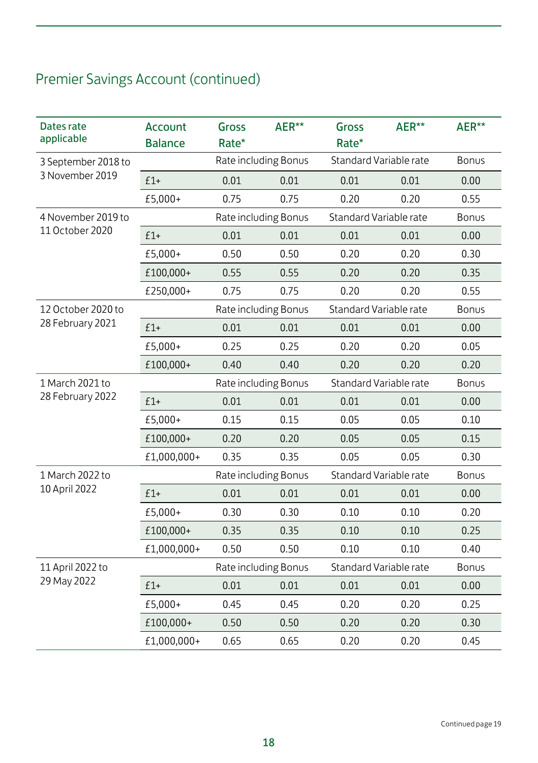## Premier Savings Account (continued)

| Dates rate applicable | Account Balance | Gross Rate* | AER** | Gross Rate* | AER** | AER** |
|---|---|---|---|---|---|---|
| 3 September 2018 to 3 November 2019 | | Rate including Bonus | | Standard Variable rate | | Bonus |
| | £1+ | 0.01 | 0.01 | 0.01 | 0.01 | 0.00 |
| | £5,000+ | 0.75 | 0.75 | 0.20 | 0.20 | 0.55 |
| 4 November 2019 to 11 October 2020 | | Rate including Bonus | | Standard Variable rate | | Bonus |
| | £1+ | 0.01 | 0.01 | 0.01 | 0.01 | 0.00 |
| | £5,000+ | 0.50 | 0.50 | 0.20 | 0.20 | 0.30 |
| | £100,000+ | 0.55 | 0.55 | 0.20 | 0.20 | 0.35 |
| | £250,000+ | 0.75 | 0.75 | 0.20 | 0.20 | 0.55 |
| 12 October 2020 to 28 February 2021 | | Rate including Bonus | | Standard Variable rate | | Bonus |
| | £1+ | 0.01 | 0.01 | 0.01 | 0.01 | 0.00 |
| | £5,000+ | 0.25 | 0.25 | 0.20 | 0.20 | 0.05 |
| | £100,000+ | 0.40 | 0.40 | 0.20 | 0.20 | 0.20 |
| 1 March 2021 to 28 February 2022 | | Rate including Bonus | | Standard Variable rate | | Bonus |
| | £1+ | 0.01 | 0.01 | 0.01 | 0.01 | 0.00 |
| | £5,000+ | 0.15 | 0.15 | 0.05 | 0.05 | 0.10 |
| | £100,000+ | 0.20 | 0.20 | 0.05 | 0.05 | 0.15 |
| | £1,000,000+ | 0.35 | 0.35 | 0.05 | 0.05 | 0.30 |
| 1 March 2022 to 10 April 2022 | | Rate including Bonus | | Standard Variable rate | | Bonus |
| | £1+ | 0.01 | 0.01 | 0.01 | 0.01 | 0.00 |
| | £5,000+ | 0.30 | 0.30 | 0.10 | 0.10 | 0.20 |
| | £100,000+ | 0.35 | 0.35 | 0.10 | 0.10 | 0.25 |
| | £1,000,000+ | 0.50 | 0.50 | 0.10 | 0.10 | 0.40 |
| 11 April 2022 to 29 May 2022 | | Rate including Bonus | | Standard Variable rate | | Bonus |
| | £1+ | 0.01 | 0.01 | 0.01 | 0.01 | 0.00 |
| | £5,000+ | 0.45 | 0.45 | 0.20 | 0.20 | 0.25 |
| | £100,000+ | 0.50 | 0.50 | 0.20 | 0.20 | 0.30 |
| | £1,000,000+ | 0.65 | 0.65 | 0.20 | 0.20 | 0.45 |

Continued page 19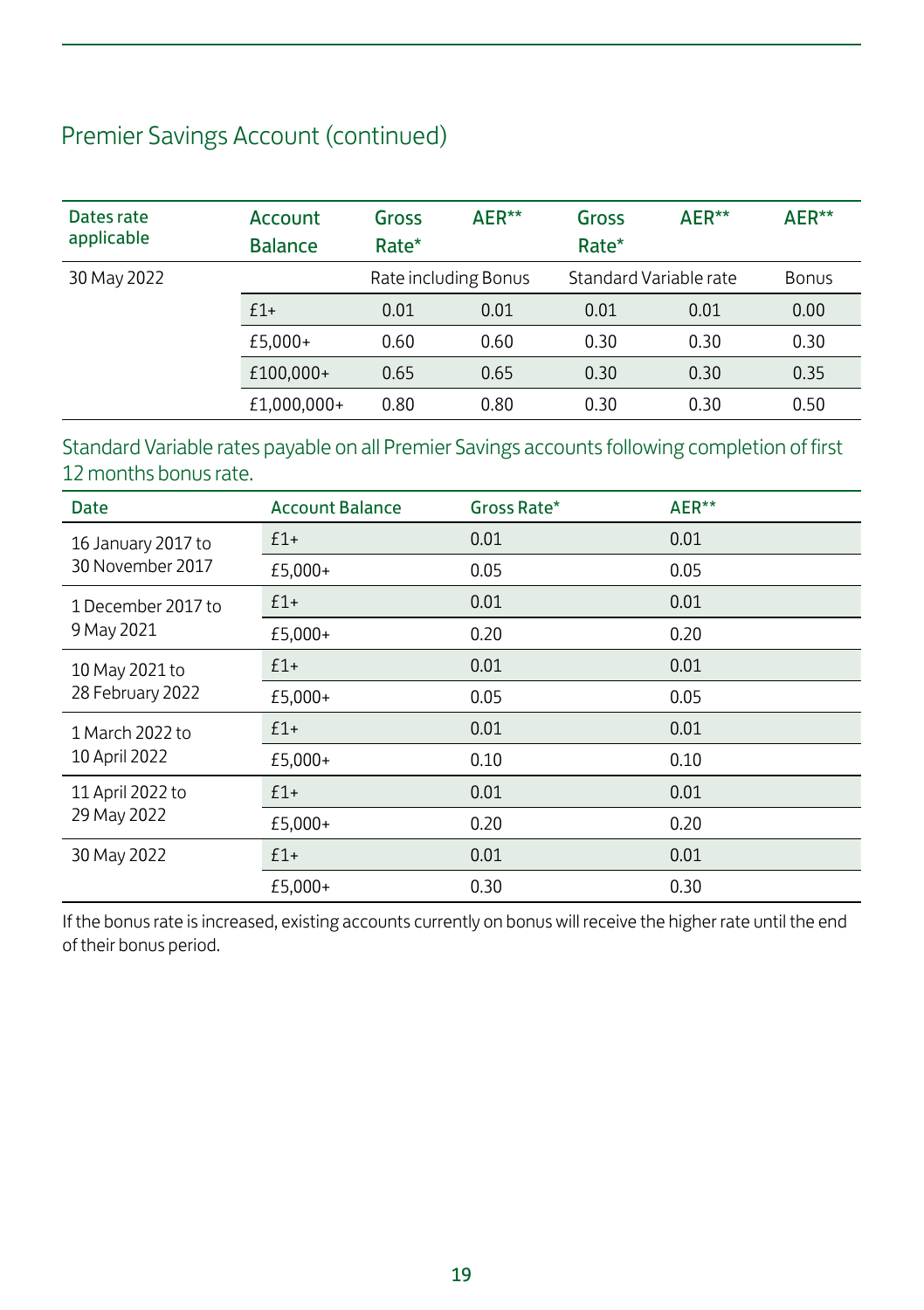## Premier Savings Account (continued)

| Dates rate applicable | Account Balance | Gross Rate* | AER** | Gross Rate* | AER** | AER** |
|---|---|---|---|---|---|---|
| 30 May 2022 | | Rate including Bonus | | Standard Variable rate | | Bonus |
| | £1+ | 0.01 | 0.01 | 0.01 | 0.01 | 0.00 |
| | £5,000+ | 0.60 | 0.60 | 0.30 | 0.30 | 0.30 |
| | £100,000+ | 0.65 | 0.65 | 0.30 | 0.30 | 0.35 |
| | £1,000,000+ | 0.80 | 0.80 | 0.30 | 0.30 | 0.50 |

Standard Variable rates payable on all Premier Savings accounts following completion of first 12 months bonus rate.

| Date | Account Balance | Gross Rate* | AER** |
|---|---|---|---|
| 16 January 2017 to 30 November 2017 | £1+ | 0.01 | 0.01 |
| | £5,000+ | 0.05 | 0.05 |
| 1 December 2017 to 9 May 2021 | £1+ | 0.01 | 0.01 |
| | £5,000+ | 0.20 | 0.20 |
| 10 May 2021 to 28 February 2022 | £1+ | 0.01 | 0.01 |
| | £5,000+ | 0.05 | 0.05 |
| 1 March 2022 to 10 April 2022 | £1+ | 0.01 | 0.01 |
| | £5,000+ | 0.10 | 0.10 |
| 11 April 2022 to 29 May 2022 | £1+ | 0.01 | 0.01 |
| | £5,000+ | 0.20 | 0.20 |
| 30 May 2022 | £1+ | 0.01 | 0.01 |
| | £5,000+ | 0.30 | 0.30 |

If the bonus rate is increased, existing accounts currently on bonus will receive the higher rate until the end of their bonus period.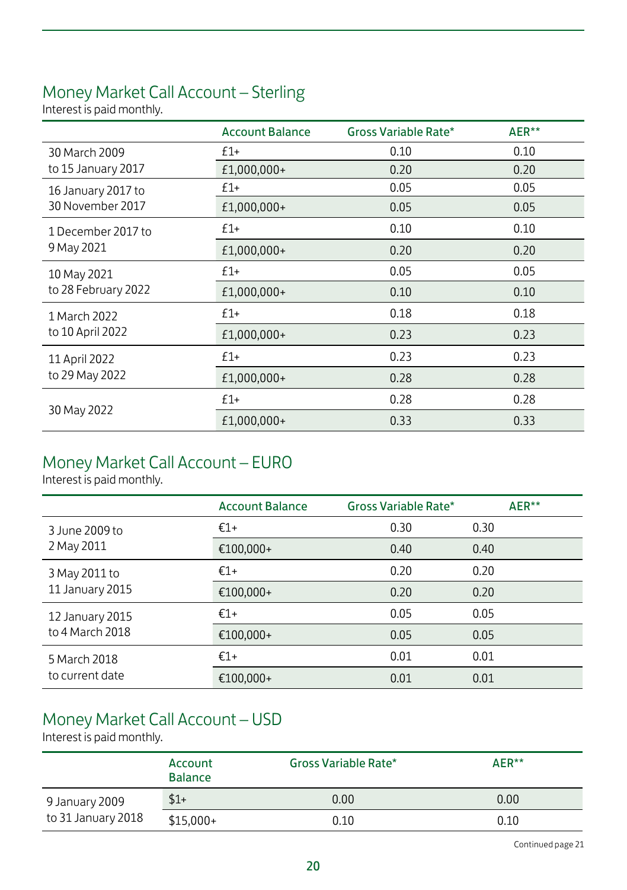## Money Market Call Account – Sterling

Interest is paid monthly.

| | Account Balance | Gross Variable Rate* | AER** |
|---|---|---|---|
| 30 March 2009 to 15 January 2017 | £1+ | 0.10 | 0.10 |
| | £1,000,000+ | 0.20 | 0.20 |
| 16 January 2017 to 30 November 2017 | £1+ | 0.05 | 0.05 |
| | £1,000,000+ | 0.05 | 0.05 |
| 1 December 2017 to 9 May 2021 | £1+ | 0.10 | 0.10 |
| | £1,000,000+ | 0.20 | 0.20 |
| 10 May 2021 to 28 February 2022 | £1+ | 0.05 | 0.05 |
| | £1,000,000+ | 0.10 | 0.10 |
| 1 March 2022 to 10 April 2022 | £1+ | 0.18 | 0.18 |
| | £1,000,000+ | 0.23 | 0.23 |
| 11 April 2022 to 29 May 2022 | £1+ | 0.23 | 0.23 |
| | £1,000,000+ | 0.28 | 0.28 |
| 30 May 2022 | £1+ | 0.28 | 0.28 |
| | £1,000,000+ | 0.33 | 0.33 |

## Money Market Call Account – EURO

Interest is paid monthly.

| | Account Balance | Gross Variable Rate* | AER** |
|---|---|---|---|
| 3 June 2009 to 2 May 2011 | €1+ | 0.30 | 0.30 |
| | €100,000+ | 0.40 | 0.40 |
| 3 May 2011 to 11 January 2015 | €1+ | 0.20 | 0.20 |
| | €100,000+ | 0.20 | 0.20 |
| 12 January 2015 to 4 March 2018 | €1+ | 0.05 | 0.05 |
| | €100,000+ | 0.05 | 0.05 |
| 5 March 2018 to current date | €1+ | 0.01 | 0.01 |
| | €100,000+ | 0.01 | 0.01 |

## Money Market Call Account – USD

Interest is paid monthly.

| | Account Balance | Gross Variable Rate* | AER** |
|---|---|---|---|
| 9 January 2009 to 31 January 2018 | $1+ | 0.00 | 0.00 |
| | $15,000+ | 0.10 | 0.10 |

Continued page 21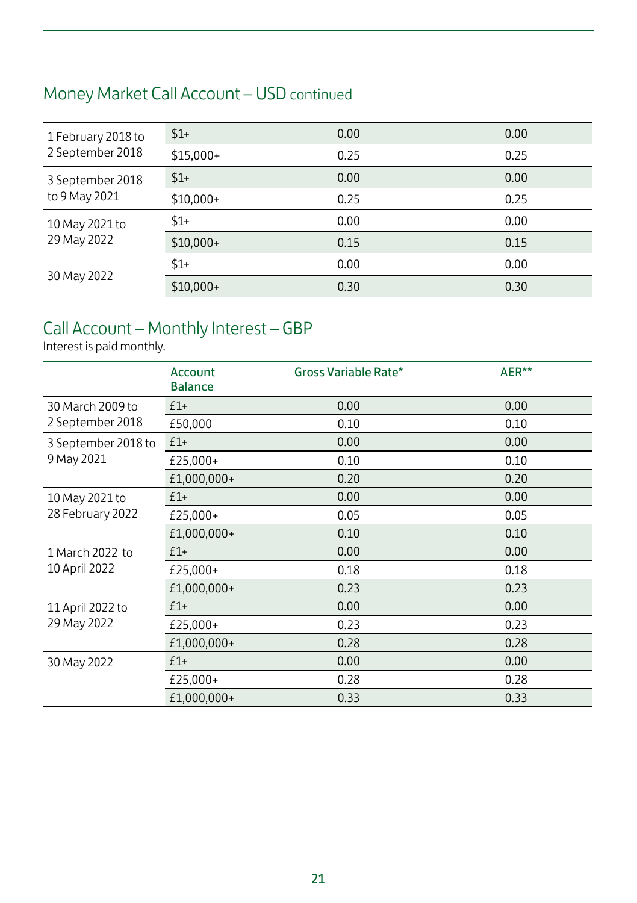## Money Market Call Account – USD continued

| | | | |
|---|---|---|---|
| 1 February 2018 to 2 September 2018 | $1+ | 0.00 | 0.00 |
| | $15,000+ | 0.25 | 0.25 |
| 3 September 2018 to 9 May 2021 | $1+ | 0.00 | 0.00 |
| | $10,000+ | 0.25 | 0.25 |
| 10 May 2021 to 29 May 2022 | $1+ | 0.00 | 0.00 |
| | $10,000+ | 0.15 | 0.15 |
| 30 May 2022 | $1+ | 0.00 | 0.00 |
| | $10,000+ | 0.30 | 0.30 |

## Call Account – Monthly Interest – GBP

Interest is paid monthly.

| | Account Balance | Gross Variable Rate* | AER** |
|---|---|---|---|
| 30 March 2009 to 2 September 2018 | £1+ | 0.00 | 0.00 |
| | £50,000 | 0.10 | 0.10 |
| 3 September 2018 to 9 May 2021 | £1+ | 0.00 | 0.00 |
| | £25,000+ | 0.10 | 0.10 |
| | £1,000,000+ | 0.20 | 0.20 |
| 10 May 2021 to 28 February 2022 | £1+ | 0.00 | 0.00 |
| | £25,000+ | 0.05 | 0.05 |
| | £1,000,000+ | 0.10 | 0.10 |
| 1 March 2022 to 10 April 2022 | £1+ | 0.00 | 0.00 |
| | £25,000+ | 0.18 | 0.18 |
| | £1,000,000+ | 0.23 | 0.23 |
| 11 April 2022 to 29 May 2022 | £1+ | 0.00 | 0.00 |
| | £25,000+ | 0.23 | 0.23 |
| | £1,000,000+ | 0.28 | 0.28 |
| 30 May 2022 | £1+ | 0.00 | 0.00 |
| | £25,000+ | 0.28 | 0.28 |
| | £1,000,000+ | 0.33 | 0.33 |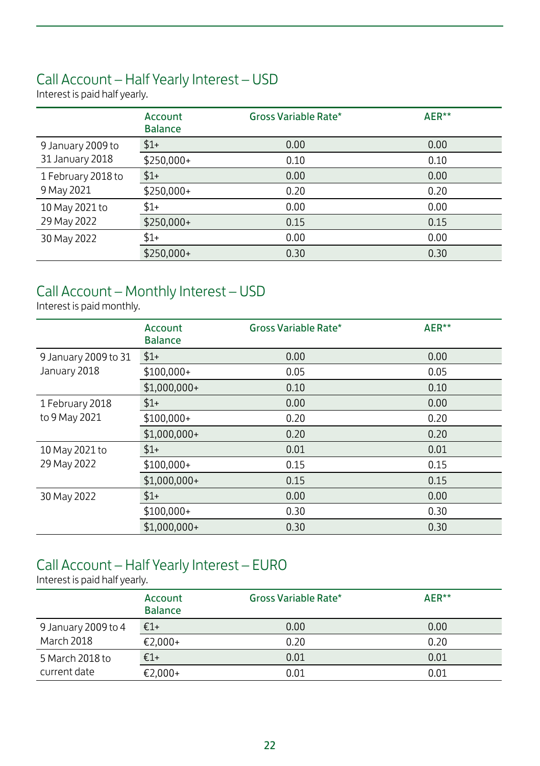## Call Account – Half Yearly Interest – USD

Interest is paid half yearly.

| | Account Balance | Gross Variable Rate* | AER** |
|---|---|---|---|
| 9 January 2009 to 31 January 2018 | $1+ | 0.00 | 0.00 |
| | $250,000+ | 0.10 | 0.10 |
| 1 February 2018 to 9 May 2021 | $1+ | 0.00 | 0.00 |
| | $250,000+ | 0.20 | 0.20 |
| 10 May 2021 to 29 May 2022 | $1+ | 0.00 | 0.00 |
| | $250,000+ | 0.15 | 0.15 |
| 30 May 2022 | $1+ | 0.00 | 0.00 |
| | $250,000+ | 0.30 | 0.30 |

## Call Account – Monthly Interest – USD

Interest is paid monthly.

| | Account Balance | Gross Variable Rate* | AER** |
|---|---|---|---|
| 9 January 2009 to 31 January 2018 | $1+ | 0.00 | 0.00 |
| | $100,000+ | 0.05 | 0.05 |
| | $1,000,000+ | 0.10 | 0.10 |
| 1 February 2018 to 9 May 2021 | $1+ | 0.00 | 0.00 |
| | $100,000+ | 0.20 | 0.20 |
| | $1,000,000+ | 0.20 | 0.20 |
| 10 May 2021 to 29 May 2022 | $1+ | 0.01 | 0.01 |
| | $100,000+ | 0.15 | 0.15 |
| | $1,000,000+ | 0.15 | 0.15 |
| 30 May 2022 | $1+ | 0.00 | 0.00 |
| | $100,000+ | 0.30 | 0.30 |
| | $1,000,000+ | 0.30 | 0.30 |

## Call Account – Half Yearly Interest – EURO

Interest is paid half yearly.

| | Account Balance | Gross Variable Rate* | AER** |
|---|---|---|---|
| 9 January 2009 to 4 March 2018 | €1+ | 0.00 | 0.00 |
| | €2,000+ | 0.20 | 0.20 |
| 5 March 2018 to current date | €1+ | 0.01 | 0.01 |
| | €2,000+ | 0.01 | 0.01 |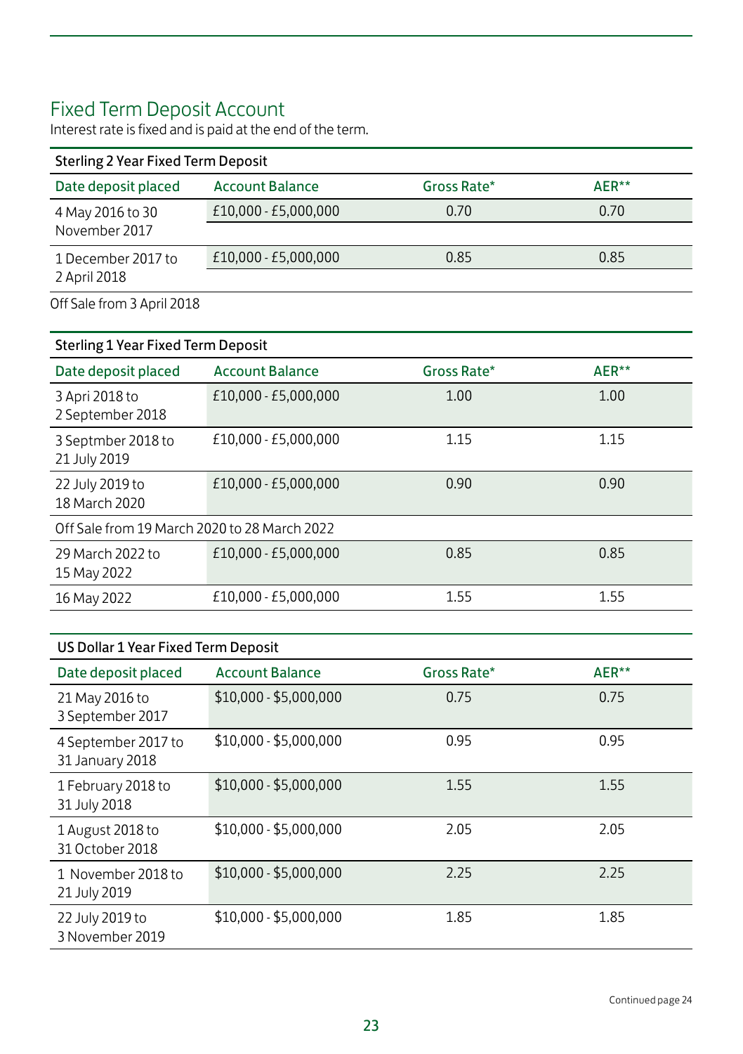## Fixed Term Deposit Account

Interest rate is fixed and is paid at the end of the term.

| Sterling 2 Year Fixed Term Deposit | | | |
|---|---|---|---|
| **Date deposit placed** | **Account Balance** | **Gross Rate*** | **AER**** |
| 4 May 2016 to 30 November 2017 | £10,000 - £5,000,000 | 0.70 | 0.70 |
| 1 December 2017 to 2 April 2018 | £10,000 - £5,000,000 | 0.85 | 0.85 |

Off Sale from 3 April 2018

| Sterling 1 Year Fixed Term Deposit | | | |
|---|---|---|---|
| **Date deposit placed** | **Account Balance** | **Gross Rate*** | **AER**** |
| 3 Apri 2018 to 2 September 2018 | £10,000 - £5,000,000 | 1.00 | 1.00 |
| 3 Septmber 2018 to 21 July 2019 | £10,000 - £5,000,000 | 1.15 | 1.15 |
| 22 July 2019 to 18 March 2020 | £10,000 - £5,000,000 | 0.90 | 0.90 |
| Off Sale from 19 March 2020 to 28 March 2022 | | | |
| 29 March 2022 to 15 May 2022 | £10,000 - £5,000,000 | 0.85 | 0.85 |
| 16 May 2022 | £10,000 - £5,000,000 | 1.55 | 1.55 |

| US Dollar 1 Year Fixed Term Deposit | | | |
|---|---|---|---|
| **Date deposit placed** | **Account Balance** | **Gross Rate*** | **AER**** |
| 21 May 2016 to 3 September 2017 | $10,000 - $5,000,000 | 0.75 | 0.75 |
| 4 September 2017 to 31 January 2018 | $10,000 - $5,000,000 | 0.95 | 0.95 |
| 1 February 2018 to 31 July 2018 | $10,000 - $5,000,000 | 1.55 | 1.55 |
| 1 August 2018 to 31 October 2018 | $10,000 - $5,000,000 | 2.05 | 2.05 |
| 1 November 2018 to 21 July 2019 | $10,000 - $5,000,000 | 2.25 | 2.25 |
| 22 July 2019 to 3 November 2019 | $10,000 - $5,000,000 | 1.85 | 1.85 |

Continued page 24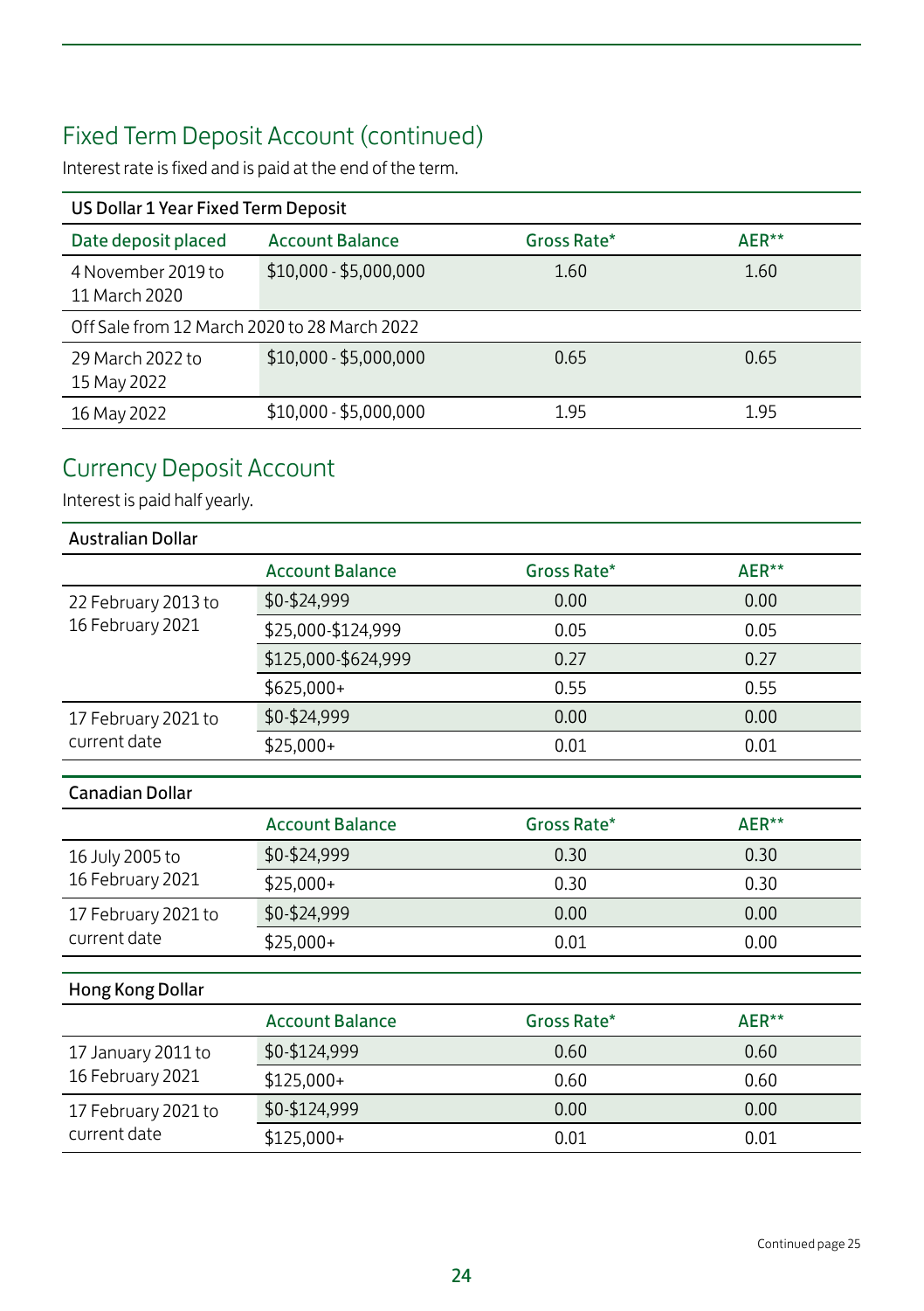## Fixed Term Deposit Account (continued)

Interest rate is fixed and is paid at the end of the term.

| US Dollar 1 Year Fixed Term Deposit | | | |
|---|---|---|---|
| Date deposit placed | Account Balance | Gross Rate* | AER** |
| 4 November 2019 to 11 March 2020 | $10,000 - $5,000,000 | 1.60 | 1.60 |
| Off Sale from 12 March 2020 to 28 March 2022 | | | |
| 29 March 2022 to 15 May 2022 | $10,000 - $5,000,000 | 0.65 | 0.65 |
| 16 May 2022 | $10,000 - $5,000,000 | 1.95 | 1.95 |

## Currency Deposit Account

Interest is paid half yearly.

| Australian Dollar | | | |
|---|---|---|---|
| | Account Balance | Gross Rate* | AER** |
| 22 February 2013 to 16 February 2021 | $0-$24,999 | 0.00 | 0.00 |
| | $25,000-$124,999 | 0.05 | 0.05 |
| | $125,000-$624,999 | 0.27 | 0.27 |
| | $625,000+ | 0.55 | 0.55 |
| 17 February 2021 to current date | $0-$24,999 | 0.00 | 0.00 |
| | $25,000+ | 0.01 | 0.01 |

| Canadian Dollar | | | |
|---|---|---|---|
| | Account Balance | Gross Rate* | AER** |
| 16 July 2005 to 16 February 2021 | $0-$24,999 | 0.30 | 0.30 |
| | $25,000+ | 0.30 | 0.30 |
| 17 February 2021 to current date | $0-$24,999 | 0.00 | 0.00 |
| | $25,000+ | 0.01 | 0.00 |

| Hong Kong Dollar | | | |
|---|---|---|---|
| | Account Balance | Gross Rate* | AER** |
| 17 January 2011 to 16 February 2021 | $0-$124,999 | 0.60 | 0.60 |
| | $125,000+ | 0.60 | 0.60 |
| 17 February 2021 to current date | $0-$124,999 | 0.00 | 0.00 |
| | $125,000+ | 0.01 | 0.01 |

Continued page 25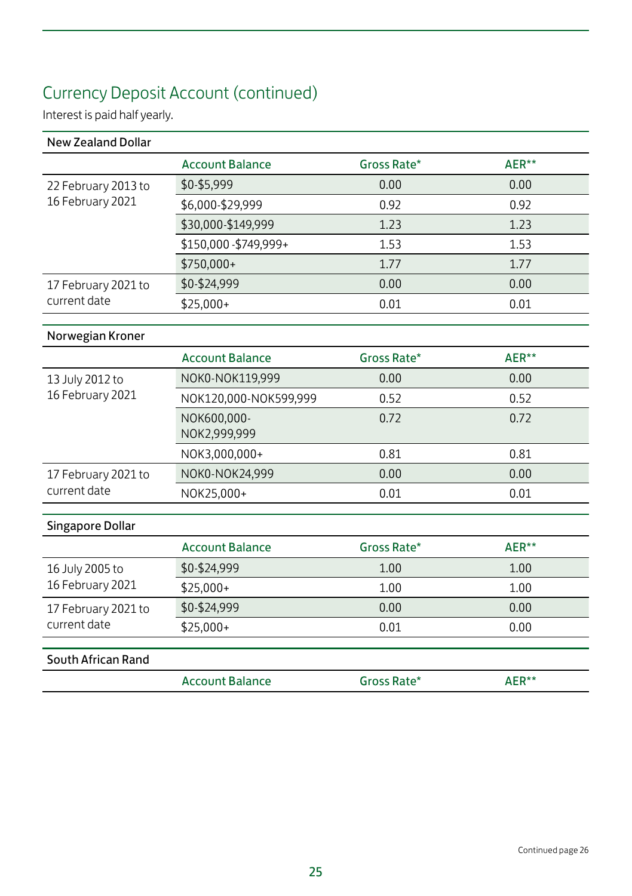## Currency Deposit Account (continued)

Interest is paid half yearly.

**New Zealand Dollar**

| | Account Balance | Gross Rate* | AER** |
|---|---|---|---|
| 22 February 2013 to 16 February 2021 | $0-$5,999 | 0.00 | 0.00 |
| | $6,000-$29,999 | 0.92 | 0.92 |
| | $30,000-$149,999 | 1.23 | 1.23 |
| | $150,000 -$749,999+ | 1.53 | 1.53 |
| | $750,000+ | 1.77 | 1.77 |
| 17 February 2021 to current date | $0-$24,999 | 0.00 | 0.00 |
| | $25,000+ | 0.01 | 0.01 |

**Norwegian Kroner**

| | Account Balance | Gross Rate* | AER** |
|---|---|---|---|
| 13 July 2012 to 16 February 2021 | NOK0-NOK119,999 | 0.00 | 0.00 |
| | NOK120,000-NOK599,999 | 0.52 | 0.52 |
| | NOK600,000-NOK2,999,999 | 0.72 | 0.72 |
| | NOK3,000,000+ | 0.81 | 0.81 |
| 17 February 2021 to current date | NOK0-NOK24,999 | 0.00 | 0.00 |
| | NOK25,000+ | 0.01 | 0.01 |

**Singapore Dollar**

| | Account Balance | Gross Rate* | AER** |
|---|---|---|---|
| 16 July 2005 to 16 February 2021 | $0-$24,999 | 1.00 | 1.00 |
| | $25,000+ | 1.00 | 1.00 |
| 17 February 2021 to current date | $0-$24,999 | 0.00 | 0.00 |
| | $25,000+ | 0.01 | 0.00 |

**South African Rand**

| | Account Balance | Gross Rate* | AER** |
|---|---|---|---|

Continued page 26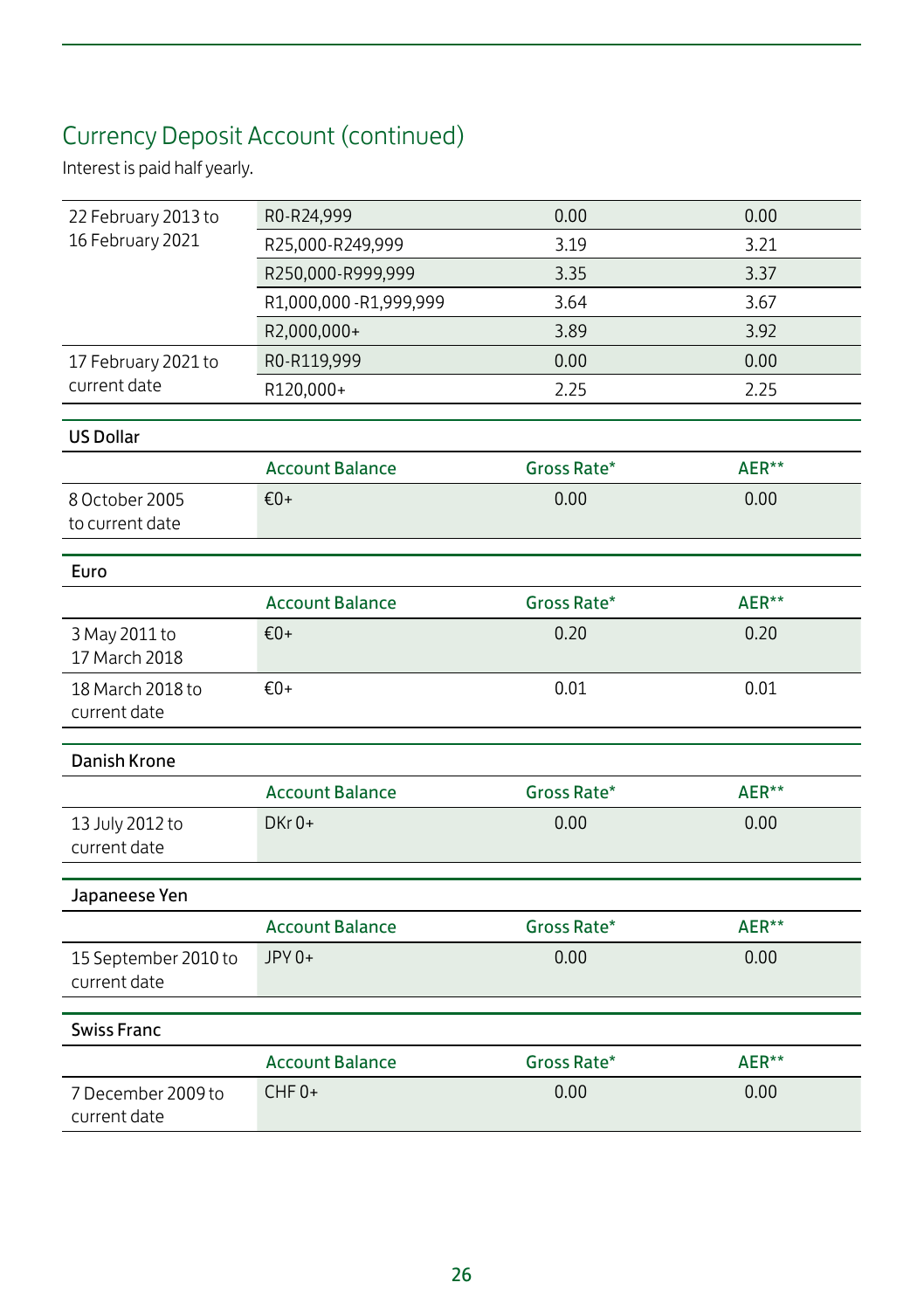## Currency Deposit Account (continued)

Interest is paid half yearly.

| | | | |
|---|---|---|---|
| 22 February 2013 to 16 February 2021 | R0-R24,999 | 0.00 | 0.00 |
| | R25,000-R249,999 | 3.19 | 3.21 |
| | R250,000-R999,999 | 3.35 | 3.37 |
| | R1,000,000 -R1,999,999 | 3.64 | 3.67 |
| | R2,000,000+ | 3.89 | 3.92 |
| 17 February 2021 to current date | R0-R119,999 | 0.00 | 0.00 |
| | R120,000+ | 2.25 | 2.25 |

**US Dollar**

| | Account Balance | Gross Rate* | AER** |
|---|---|---|---|
| 8 October 2005 to current date | €0+ | 0.00 | 0.00 |

**Euro**

| | Account Balance | Gross Rate* | AER** |
|---|---|---|---|
| 3 May 2011 to 17 March 2018 | €0+ | 0.20 | 0.20 |
| 18 March 2018 to current date | €0+ | 0.01 | 0.01 |

**Danish Krone**

| | Account Balance | Gross Rate* | AER** |
|---|---|---|---|
| 13 July 2012 to current date | DKr 0+ | 0.00 | 0.00 |

**Japaneese Yen**

| | Account Balance | Gross Rate* | AER** |
|---|---|---|---|
| 15 September 2010 to current date | JPY 0+ | 0.00 | 0.00 |

**Swiss Franc**

| | Account Balance | Gross Rate* | AER** |
|---|---|---|---|
| 7 December 2009 to current date | CHF 0+ | 0.00 | 0.00 |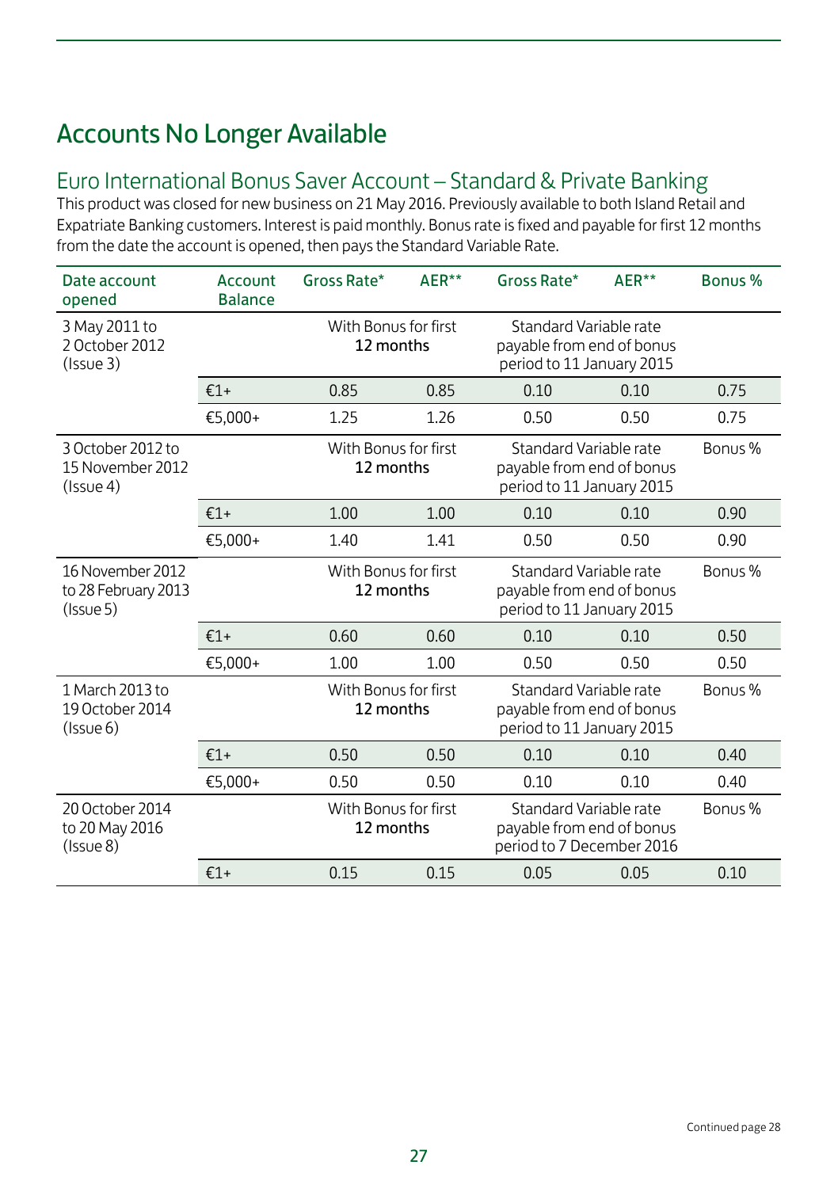# Accounts No Longer Available

## Euro International Bonus Saver Account – Standard & Private Banking

This product was closed for new business on 21 May 2016. Previously available to both Island Retail and Expatriate Banking customers. Interest is paid monthly. Bonus rate is fixed and payable for first 12 months from the date the account is opened, then pays the Standard Variable Rate.

| Date account opened | Account Balance | Gross Rate* | AER** | Gross Rate* | AER** | Bonus % |
|---|---|---|---|---|---|---|
| 3 May 2011 to 2 October 2012 (Issue 3) | | With Bonus for first 12 months | | Standard Variable rate payable from end of bonus period to 11 January 2015 | | |
| | €1+ | 0.85 | 0.85 | 0.10 | 0.10 | 0.75 |
| | €5,000+ | 1.25 | 1.26 | 0.50 | 0.50 | 0.75 |
| 3 October 2012 to 15 November 2012 (Issue 4) | | With Bonus for first 12 months | | Standard Variable rate payable from end of bonus period to 11 January 2015 | | Bonus % |
| | €1+ | 1.00 | 1.00 | 0.10 | 0.10 | 0.90 |
| | €5,000+ | 1.40 | 1.41 | 0.50 | 0.50 | 0.90 |
| 16 November 2012 to 28 February 2013 (Issue 5) | | With Bonus for first 12 months | | Standard Variable rate payable from end of bonus period to 11 January 2015 | | Bonus % |
| | €1+ | 0.60 | 0.60 | 0.10 | 0.10 | 0.50 |
| | €5,000+ | 1.00 | 1.00 | 0.50 | 0.50 | 0.50 |
| 1 March 2013 to 19 October 2014 (Issue 6) | | With Bonus for first 12 months | | Standard Variable rate payable from end of bonus period to 11 January 2015 | | Bonus % |
| | €1+ | 0.50 | 0.50 | 0.10 | 0.10 | 0.40 |
| | €5,000+ | 0.50 | 0.50 | 0.10 | 0.10 | 0.40 |
| 20 October 2014 to 20 May 2016 (Issue 8) | | With Bonus for first 12 months | | Standard Variable rate payable from end of bonus period to 7 December 2016 | | Bonus % |
| | €1+ | 0.15 | 0.15 | 0.05 | 0.05 | 0.10 |

Continued page 28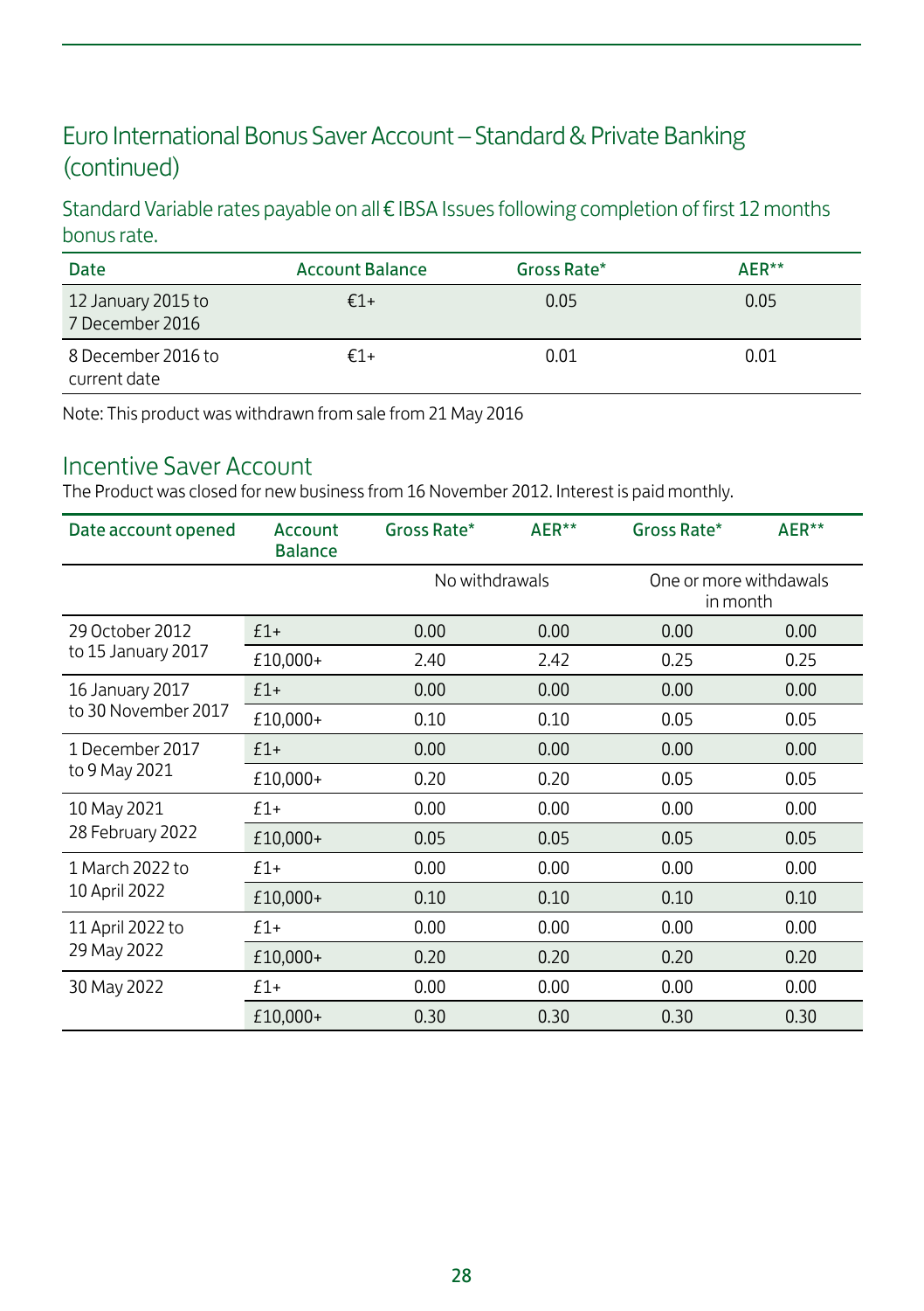## Euro International Bonus Saver Account – Standard & Private Banking (continued)

### Standard Variable rates payable on all € IBSA Issues following completion of first 12 months bonus rate.

| Date | Account Balance | Gross Rate* | AER** |
|---|---|---|---|
| 12 January 2015 to 7 December 2016 | €1+ | 0.05 | 0.05 |
| 8 December 2016 to current date | €1+ | 0.01 | 0.01 |

Note: This product was withdrawn from sale from 21 May 2016

## Incentive Saver Account

The Product was closed for new business from 16 November 2012. Interest is paid monthly.

| Date account opened | Account Balance | Gross Rate* | AER** | Gross Rate* | AER** |
|---|---|---|---|---|---|
| | | No withdrawals | | One or more withdawals in month | |
| 29 October 2012 to 15 January 2017 | £1+ | 0.00 | 0.00 | 0.00 | 0.00 |
| | £10,000+ | 2.40 | 2.42 | 0.25 | 0.25 |
| 16 January 2017 to 30 November 2017 | £1+ | 0.00 | 0.00 | 0.00 | 0.00 |
| | £10,000+ | 0.10 | 0.10 | 0.05 | 0.05 |
| 1 December 2017 to 9 May 2021 | £1+ | 0.00 | 0.00 | 0.00 | 0.00 |
| | £10,000+ | 0.20 | 0.20 | 0.05 | 0.05 |
| 10 May 2021 28 February 2022 | £1+ | 0.00 | 0.00 | 0.00 | 0.00 |
| | £10,000+ | 0.05 | 0.05 | 0.05 | 0.05 |
| 1 March 2022 to 10 April 2022 | £1+ | 0.00 | 0.00 | 0.00 | 0.00 |
| | £10,000+ | 0.10 | 0.10 | 0.10 | 0.10 |
| 11 April 2022 to 29 May 2022 | £1+ | 0.00 | 0.00 | 0.00 | 0.00 |
| | £10,000+ | 0.20 | 0.20 | 0.20 | 0.20 |
| 30 May 2022 | £1+ | 0.00 | 0.00 | 0.00 | 0.00 |
| | £10,000+ | 0.30 | 0.30 | 0.30 | 0.30 |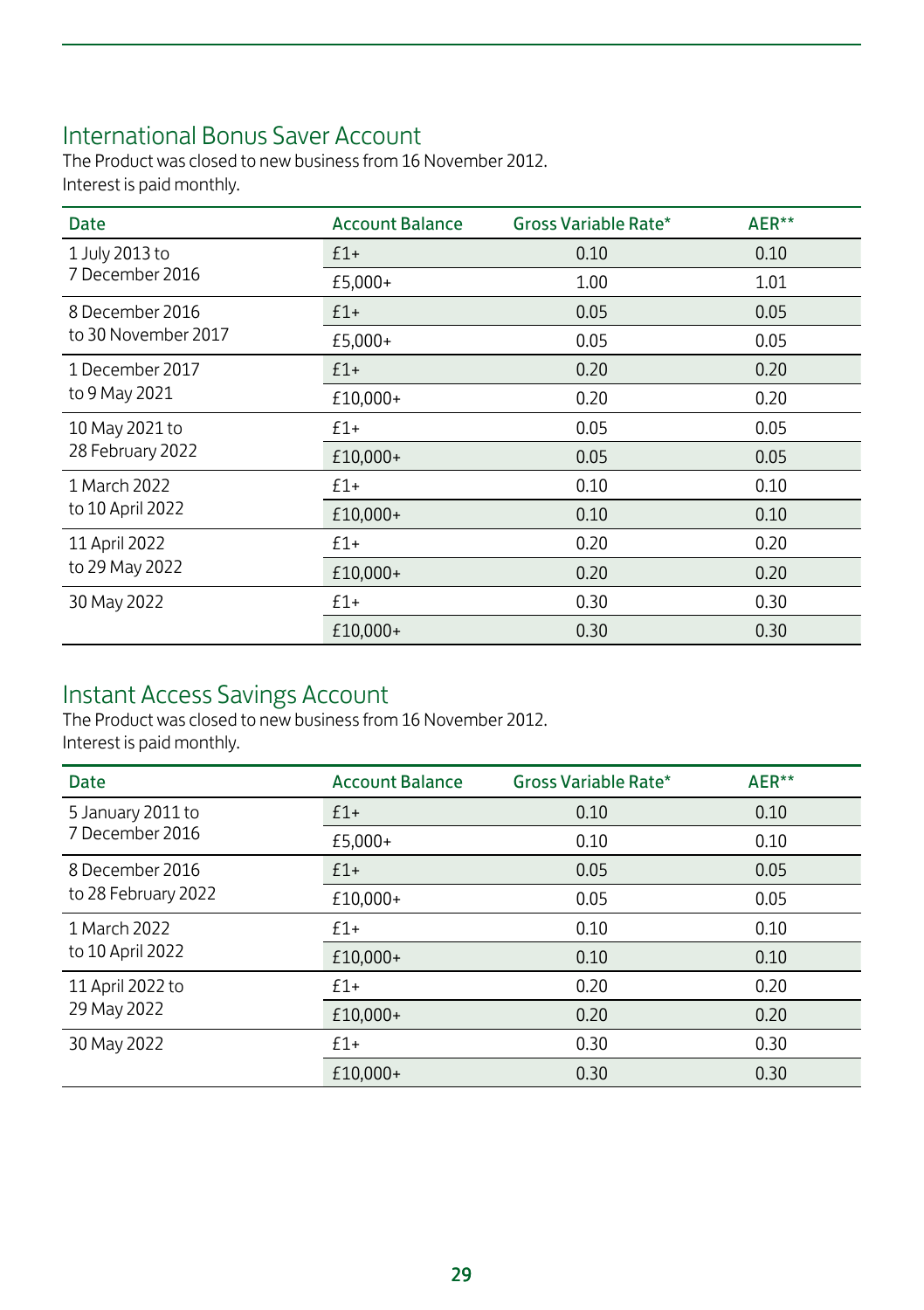## International Bonus Saver Account

The Product was closed to new business from 16 November 2012.
Interest is paid monthly.

| Date | Account Balance | Gross Variable Rate* | AER** |
|---|---|---|---|
| 1 July 2013 to 7 December 2016 | £1+ | 0.10 | 0.10 |
| | £5,000+ | 1.00 | 1.01 |
| 8 December 2016 to 30 November 2017 | £1+ | 0.05 | 0.05 |
| | £5,000+ | 0.05 | 0.05 |
| 1 December 2017 to 9 May 2021 | £1+ | 0.20 | 0.20 |
| | £10,000+ | 0.20 | 0.20 |
| 10 May 2021 to 28 February 2022 | £1+ | 0.05 | 0.05 |
| | £10,000+ | 0.05 | 0.05 |
| 1 March 2022 to 10 April 2022 | £1+ | 0.10 | 0.10 |
| | £10,000+ | 0.10 | 0.10 |
| 11 April 2022 to 29 May 2022 | £1+ | 0.20 | 0.20 |
| | £10,000+ | 0.20 | 0.20 |
| 30 May 2022 | £1+ | 0.30 | 0.30 |
| | £10,000+ | 0.30 | 0.30 |

## Instant Access Savings Account

The Product was closed to new business from 16 November 2012.
Interest is paid monthly.

| Date | Account Balance | Gross Variable Rate* | AER** |
|---|---|---|---|
| 5 January 2011 to 7 December 2016 | £1+ | 0.10 | 0.10 |
| | £5,000+ | 0.10 | 0.10 |
| 8 December 2016 to 28 February 2022 | £1+ | 0.05 | 0.05 |
| | £10,000+ | 0.05 | 0.05 |
| 1 March 2022 to 10 April 2022 | £1+ | 0.10 | 0.10 |
| | £10,000+ | 0.10 | 0.10 |
| 11 April 2022 to 29 May 2022 | £1+ | 0.20 | 0.20 |
| | £10,000+ | 0.20 | 0.20 |
| 30 May 2022 | £1+ | 0.30 | 0.30 |
| | £10,000+ | 0.30 | 0.30 |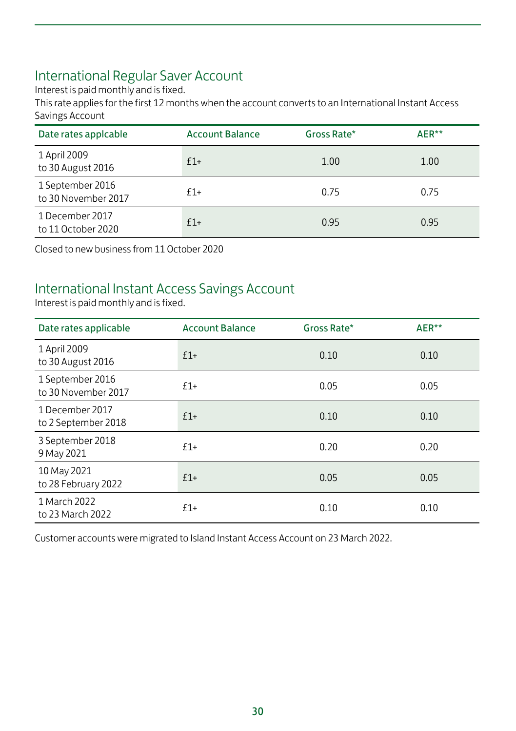## International Regular Saver Account

Interest is paid monthly and is fixed.

This rate applies for the first 12 months when the account converts to an International Instant Access Savings Account

| Date rates applcable | Account Balance | Gross Rate* | AER** |
|---|---|---|---|
| 1 April 2009 to 30 August 2016 | £1+ | 1.00 | 1.00 |
| 1 September 2016 to 30 November 2017 | £1+ | 0.75 | 0.75 |
| 1 December 2017 to 11 October 2020 | £1+ | 0.95 | 0.95 |

Closed to new business from 11 October 2020

## International Instant Access Savings Account

Interest is paid monthly and is fixed.

| Date rates applicable | Account Balance | Gross Rate* | AER** |
|---|---|---|---|
| 1 April 2009 to 30 August 2016 | £1+ | 0.10 | 0.10 |
| 1 September 2016 to 30 November 2017 | £1+ | 0.05 | 0.05 |
| 1 December 2017 to 2 September 2018 | £1+ | 0.10 | 0.10 |
| 3 September 2018 9 May 2021 | £1+ | 0.20 | 0.20 |
| 10 May 2021 to 28 February 2022 | £1+ | 0.05 | 0.05 |
| 1 March 2022 to 23 March 2022 | £1+ | 0.10 | 0.10 |

Customer accounts were migrated to Island Instant Access Account on 23 March 2022.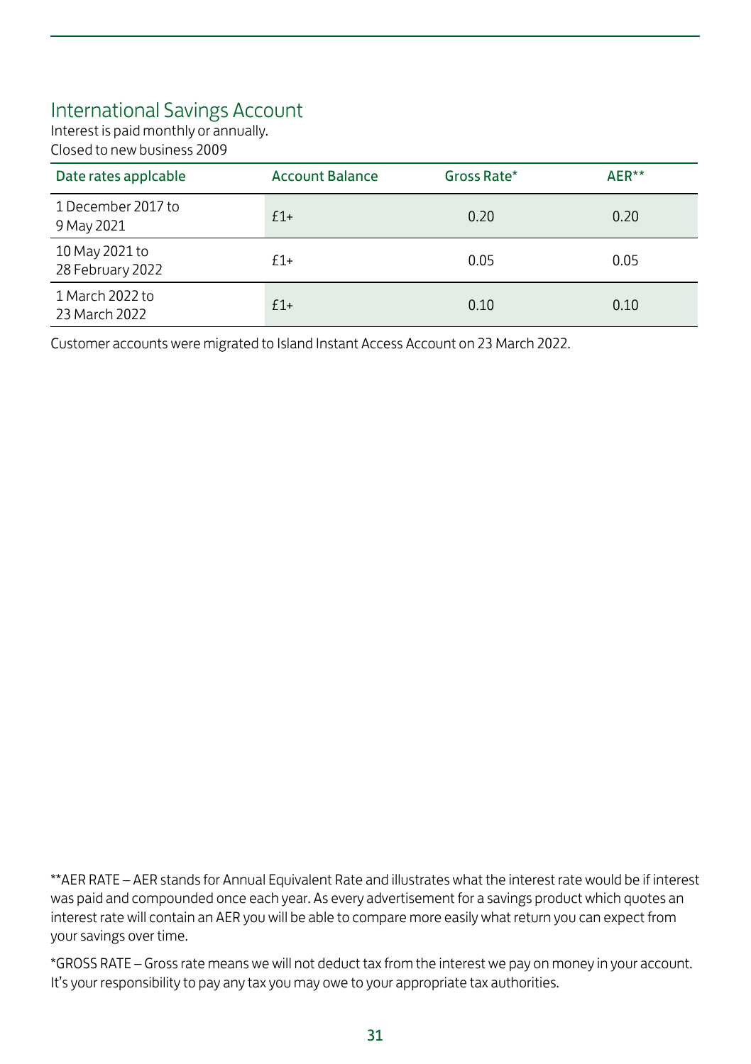## International Savings Account

Interest is paid monthly or annually.
Closed to new business 2009

| Date rates applcable | Account Balance | Gross Rate* | AER** |
|---|---|---|---|
| 1 December 2017 to 9 May 2021 | £1+ | 0.20 | 0.20 |
| 10 May 2021 to 28 February 2022 | £1+ | 0.05 | 0.05 |
| 1 March 2022 to 23 March 2022 | £1+ | 0.10 | 0.10 |

Customer accounts were migrated to Island Instant Access Account on 23 March 2022.

**AER RATE – AER stands for Annual Equivalent Rate and illustrates what the interest rate would be if interest was paid and compounded once each year. As every advertisement for a savings product which quotes an interest rate will contain an AER you will be able to compare more easily what return you can expect from your savings over time.

*GROSS RATE – Gross rate means we will not deduct tax from the interest we pay on money in your account. It's your responsibility to pay any tax you may owe to your appropriate tax authorities.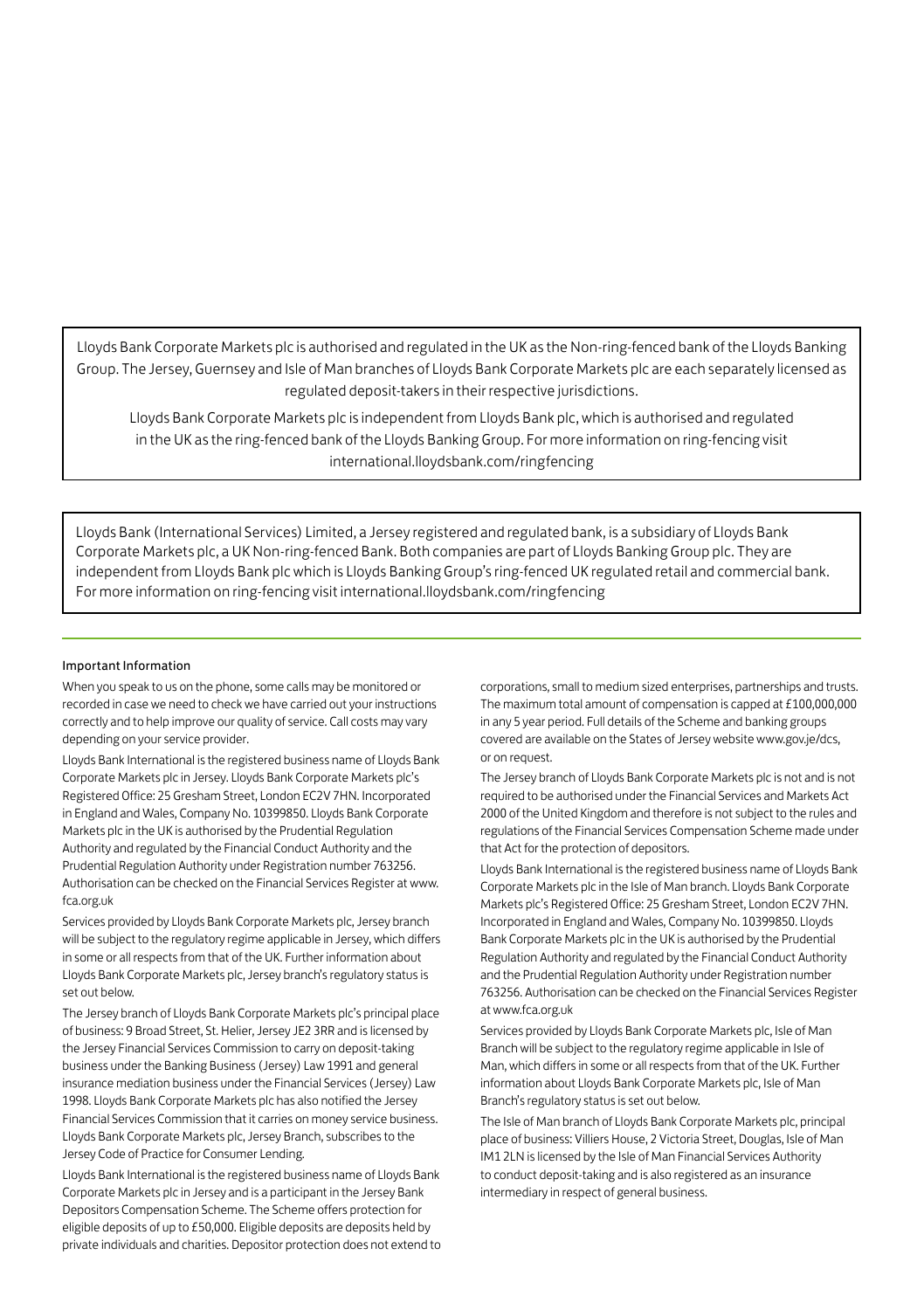Lloyds Bank Corporate Markets plc is authorised and regulated in the UK as the Non-ring-fenced bank of the Lloyds Banking Group. The Jersey, Guernsey and Isle of Man branches of Lloyds Bank Corporate Markets plc are each separately licensed as regulated deposit-takers in their respective jurisdictions.

Lloyds Bank Corporate Markets plc is independent from Lloyds Bank plc, which is authorised and regulated in the UK as the ring-fenced bank of the Lloyds Banking Group. For more information on ring-fencing visit international.lloydsbank.com/ringfencing

Lloyds Bank (International Services) Limited, a Jersey registered and regulated bank, is a subsidiary of Lloyds Bank Corporate Markets plc, a UK Non-ring-fenced Bank. Both companies are part of Lloyds Banking Group plc. They are independent from Lloyds Bank plc which is Lloyds Banking Group's ring-fenced UK regulated retail and commercial bank. For more information on ring-fencing visit international.lloydsbank.com/ringfencing

#### Important Information

When you speak to us on the phone, some calls may be monitored or recorded in case we need to check we have carried out your instructions correctly and to help improve our quality of service. Call costs may vary depending on your service provider.

Lloyds Bank International is the registered business name of Lloyds Bank Corporate Markets plc in Jersey. Lloyds Bank Corporate Markets plc's Registered Office: 25 Gresham Street, London EC2V 7HN. Incorporated in England and Wales, Company No. 10399850. Lloyds Bank Corporate Markets plc in the UK is authorised by the Prudential Regulation Authority and regulated by the Financial Conduct Authority and the Prudential Regulation Authority under Registration number 763256. Authorisation can be checked on the Financial Services Register at www.fca.org.uk

Services provided by Lloyds Bank Corporate Markets plc, Jersey branch will be subject to the regulatory regime applicable in Jersey, which differs in some or all respects from that of the UK. Further information about Lloyds Bank Corporate Markets plc, Jersey branch's regulatory status is set out below.

The Jersey branch of Lloyds Bank Corporate Markets plc's principal place of business: 9 Broad Street, St. Helier, Jersey JE2 3RR and is licensed by the Jersey Financial Services Commission to carry on deposit-taking business under the Banking Business (Jersey) Law 1991 and general insurance mediation business under the Financial Services (Jersey) Law 1998. Lloyds Bank Corporate Markets plc has also notified the Jersey Financial Services Commission that it carries on money service business. Lloyds Bank Corporate Markets plc, Jersey Branch, subscribes to the Jersey Code of Practice for Consumer Lending.

Lloyds Bank International is the registered business name of Lloyds Bank Corporate Markets plc in Jersey and is a participant in the Jersey Bank Depositors Compensation Scheme. The Scheme offers protection for eligible deposits of up to £50,000. Eligible deposits are deposits held by private individuals and charities. Depositor protection does not extend to corporations, small to medium sized enterprises, partnerships and trusts. The maximum total amount of compensation is capped at £100,000,000 in any 5 year period. Full details of the Scheme and banking groups covered are available on the States of Jersey website www.gov.je/dcs, or on request.

The Jersey branch of Lloyds Bank Corporate Markets plc is not and is not required to be authorised under the Financial Services and Markets Act 2000 of the United Kingdom and therefore is not subject to the rules and regulations of the Financial Services Compensation Scheme made under that Act for the protection of depositors.

Lloyds Bank International is the registered business name of Lloyds Bank Corporate Markets plc in the Isle of Man branch. Lloyds Bank Corporate Markets plc's Registered Office: 25 Gresham Street, London EC2V 7HN. Incorporated in England and Wales, Company No. 10399850. Lloyds Bank Corporate Markets plc in the UK is authorised by the Prudential Regulation Authority and regulated by the Financial Conduct Authority and the Prudential Regulation Authority under Registration number 763256. Authorisation can be checked on the Financial Services Register at www.fca.org.uk

Services provided by Lloyds Bank Corporate Markets plc, Isle of Man Branch will be subject to the regulatory regime applicable in Isle of Man, which differs in some or all respects from that of the UK. Further information about Lloyds Bank Corporate Markets plc, Isle of Man Branch's regulatory status is set out below.

The Isle of Man branch of Lloyds Bank Corporate Markets plc, principal place of business: Villiers House, 2 Victoria Street, Douglas, Isle of Man IM1 2LN is licensed by the Isle of Man Financial Services Authority to conduct deposit-taking and is also registered as an insurance intermediary in respect of general business.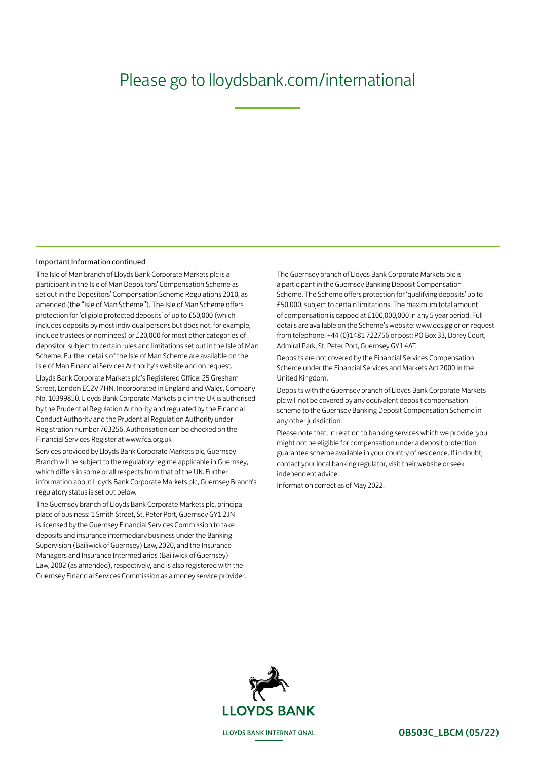# Please go to lloydsbank.com/international

Important Information continued

The Isle of Man branch of Lloyds Bank Corporate Markets plc is a participant in the Isle of Man Depositors' Compensation Scheme as set out in the Depositors' Compensation Scheme Regulations 2010, as amended (the "Isle of Man Scheme"). The Isle of Man Scheme offers protection for 'eligible protected deposits' of up to £50,000 (which includes deposits by most individual persons but does not, for example, include trustees or nominees) or £20,000 for most other categories of depositor, subject to certain rules and limitations set out in the Isle of Man Scheme. Further details of the Isle of Man Scheme are available on the Isle of Man Financial Services Authority's website and on request.

Lloyds Bank Corporate Markets plc's Registered Office: 25 Gresham Street, London EC2V 7HN. Incorporated in England and Wales, Company No. 10399850. Lloyds Bank Corporate Markets plc in the UK is authorised by the Prudential Regulation Authority and regulated by the Financial Conduct Authority and the Prudential Regulation Authority under Registration number 763256. Authorisation can be checked on the Financial Services Register at www.fca.org.uk

Services provided by Lloyds Bank Corporate Markets plc, Guernsey Branch will be subject to the regulatory regime applicable in Guernsey, which differs in some or all respects from that of the UK. Further information about Lloyds Bank Corporate Markets plc, Guernsey Branch's regulatory status is set out below.

The Guernsey branch of Lloyds Bank Corporate Markets plc, principal place of business: 1 Smith Street, St. Peter Port, Guernsey GY1 2JN is licensed by the Guernsey Financial Services Commission to take deposits and insurance intermediary business under the Banking Supervision (Bailiwick of Guernsey) Law, 2020, and the Insurance Managers and Insurance Intermediaries (Bailiwick of Guernsey) Law, 2002 (as amended), respectively, and is also registered with the Guernsey Financial Services Commission as a money service provider.

The Guernsey branch of Lloyds Bank Corporate Markets plc is a participant in the Guernsey Banking Deposit Compensation Scheme. The Scheme offers protection for 'qualifying deposits' up to £50,000, subject to certain limitations. The maximum total amount of compensation is capped at £100,000,000 in any 5 year period. Full details are available on the Scheme's website: www.dcs.gg or on request from telephone: +44 (0)1481 722756 or post: PO Box 33, Dorey Court, Admiral Park, St. Peter Port, Guernsey GY1 4AT.

Deposits are not covered by the Financial Services Compensation Scheme under the Financial Services and Markets Act 2000 in the United Kingdom.

Deposits with the Guernsey branch of Lloyds Bank Corporate Markets plc will not be covered by any equivalent deposit compensation scheme to the Guernsey Banking Deposit Compensation Scheme in any other jurisdiction.

Please note that, in relation to banking services which we provide, you might not be eligible for compensation under a deposit protection guarantee scheme available in your country of residence. If in doubt, contact your local banking regulator, visit their website or seek independent advice.

Information correct as of May 2022.

LLOYDS BANK

LLOYDS BANK INTERNATIONAL

OB503C_LBCM (05/22)